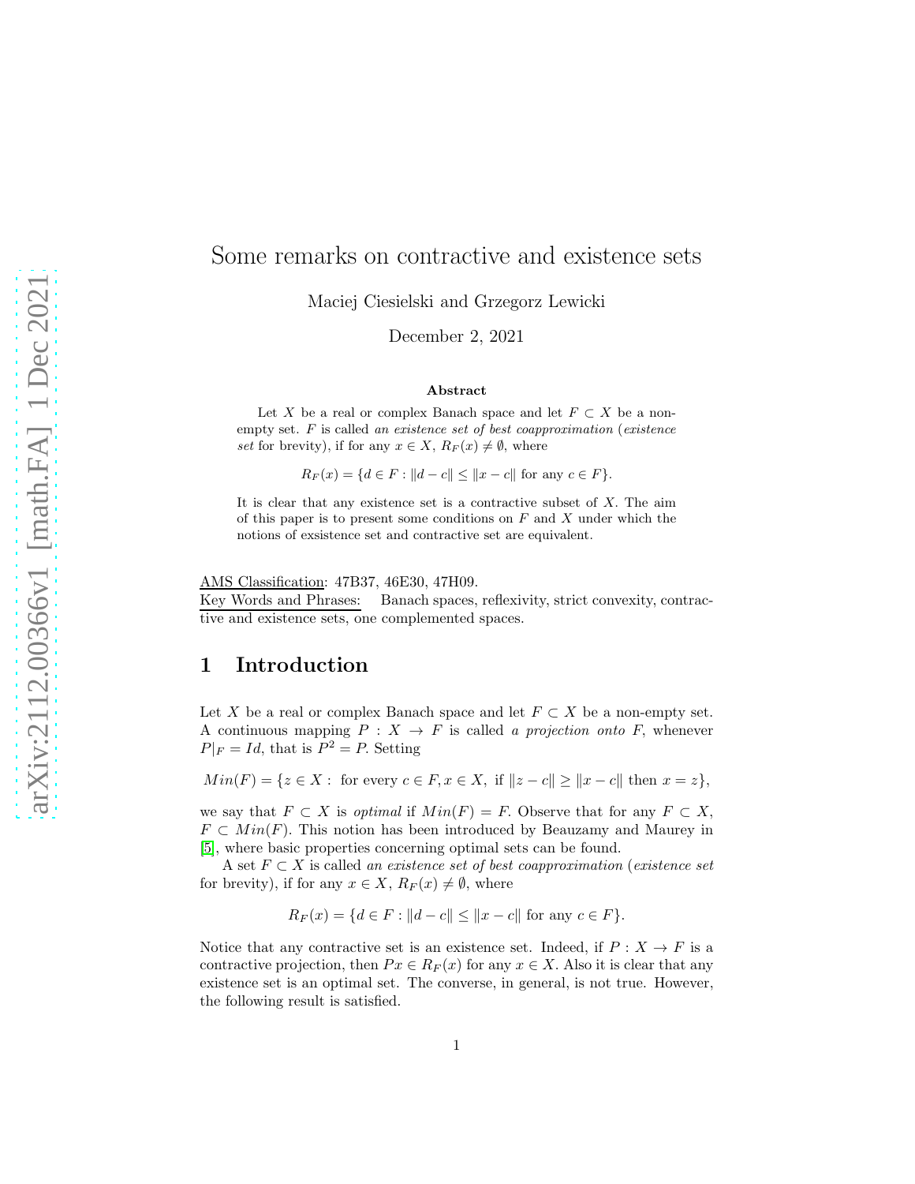# Some remarks on contractive and existence sets

Maciej Ciesielski and Grzegorz Lewicki

December 2, 2021

### Abstract

Let $X$ be a real or complex Banach space and let $F \subset X$ be a non-empty set. $F$ is called *an existence set of best coapproximation* (*existence set* for brevity), if for any $x \in X$, $R_F(x) \neq \emptyset$, where

$$R_F(x) = \{d \in F : \|d - c\| \leq \|x - c\| \text{ for any } c \in F\}.$$

It is clear that any existence set is a contractive subset of $X$. The aim of this paper is to present some conditions on $F$ and $X$ under which the notions of exsistence set and contractive set are equivalent.

AMS Classification: 47B37, 46E30, 47H09.
Key Words and Phrases: Banach spaces, reflexivity, strict convexity, contractive and existence sets, one complemented spaces.

## 1 Introduction

Let $X$ be a real or complex Banach space and let $F \subset X$ be a non-empty set. A continuous mapping $P : X \to F$ is called *a projection onto* $F$, whenever $P|_F = Id$, that is $P^2 = P$. Setting

$$Min(F) = \{z \in X : \text{ for every } c \in F, x \in X, \text{ if } \|z - c\| \geq \|x - c\| \text{ then } x = z\},$$

we say that $F \subset X$ is *optimal* if $Min(F) = F$. Observe that for any $F \subset X$, $F \subset Min(F)$. This notion has been introduced by Beauzamy and Maurey in [5], where basic properties concerning optimal sets can be found.

A set $F \subset X$ is called *an existence set of best coapproximation* (*existence set* for brevity), if for any $x \in X$, $R_F(x) \neq \emptyset$, where

$$R_F(x) = \{d \in F : \|d - c\| \leq \|x - c\| \text{ for any } c \in F\}.$$

Notice that any contractive set is an existence set. Indeed, if $P : X \to F$ is a contractive projection, then $Px \in R_F(x)$ for any $x \in X$. Also it is clear that any existence set is an optimal set. The converse, in general, is not true. However, the following result is satisfied.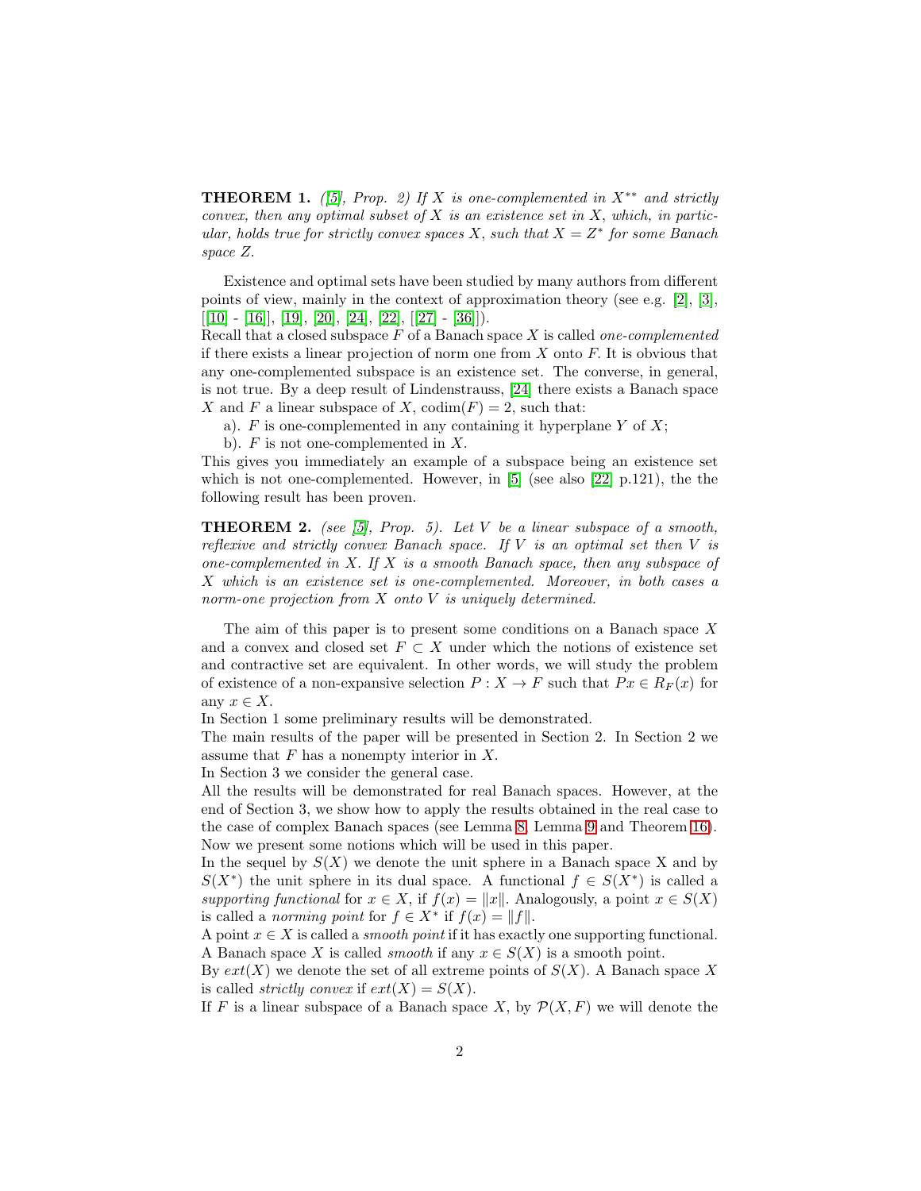**THEOREM 1.** *([5], Prop. 2) If $X$ is one-complemented in $X^{**}$ and strictly convex, then any optimal subset of $X$ is an existence set in $X$, which, in particular, holds true for strictly convex spaces $X$, such that $X = Z^*$ for some Banach space $Z$.*

Existence and optimal sets have been studied by many authors from different points of view, mainly in the context of approximation theory (see e.g. [2], [3], [[10] - [16]], [19], [20], [24], [22], [[27] - [36]]).
Recall that a closed subspace $F$ of a Banach space $X$ is called *one-complemented* if there exists a linear projection of norm one from $X$ onto $F$. It is obvious that any one-complemented subspace is an existence set. The converse, in general, is not true. By a deep result of Lindenstrauss, [24] there exists a Banach space $X$ and $F$ a linear subspace of $X$, $\text{codim}(F) = 2$, such that:
a). $F$ is one-complemented in any containing it hyperplane $Y$ of $X$;
b). $F$ is not one-complemented in $X$.
This gives you immediately an example of a subspace being an existence set which is not one-complemented. However, in [5] (see also [22] p.121), the the following result has been proven.

**THEOREM 2.** *(see [5], Prop. 5). Let $V$ be a linear subspace of a smooth, reflexive and strictly convex Banach space. If $V$ is an optimal set then $V$ is one-complemented in $X$. If $X$ is a smooth Banach space, then any subspace of $X$ which is an existence set is one-complemented. Moreover, in both cases a norm-one projection from $X$ onto $V$ is uniquely determined.*

The aim of this paper is to present some conditions on a Banach space $X$ and a convex and closed set $F \subset X$ under which the notions of existence set and contractive set are equivalent. In other words, we will study the problem of existence of a non-expansive selection $P : X \to F$ such that $Px \in R_F(x)$ for any $x \in X$.
In Section 1 some preliminary results will be demonstrated.
The main results of the paper will be presented in Section 2. In Section 2 we assume that $F$ has a nonempty interior in $X$.
In Section 3 we consider the general case.
All the results will be demonstrated for real Banach spaces. However, at the end of Section 3, we show how to apply the results obtained in the real case to the case of complex Banach spaces (see Lemma 8, Lemma 9 and Theorem 16).
Now we present some notions which will be used in this paper.
In the sequel by $S(X)$ we denote the unit sphere in a Banach space X and by $S(X^*)$ the unit sphere in its dual space. A functional $f \in S(X^*)$ is called a *supporting functional* for $x \in X$, if $f(x) = \|x\|$. Analogously, a point $x \in S(X)$ is called a *norming point* for $f \in X^*$ if $f(x) = \|f\|$.
A point $x \in X$ is called a *smooth point* if it has exactly one supporting functional. A Banach space $X$ is called *smooth* if any $x \in S(X)$ is a smooth point.
By $ext(X)$ we denote the set of all extreme points of $S(X)$. A Banach space $X$ is called *strictly convex* if $ext(X) = S(X)$.
If $F$ is a linear subspace of a Banach space $X$, by $\mathcal{P}(X, F)$ we will denote the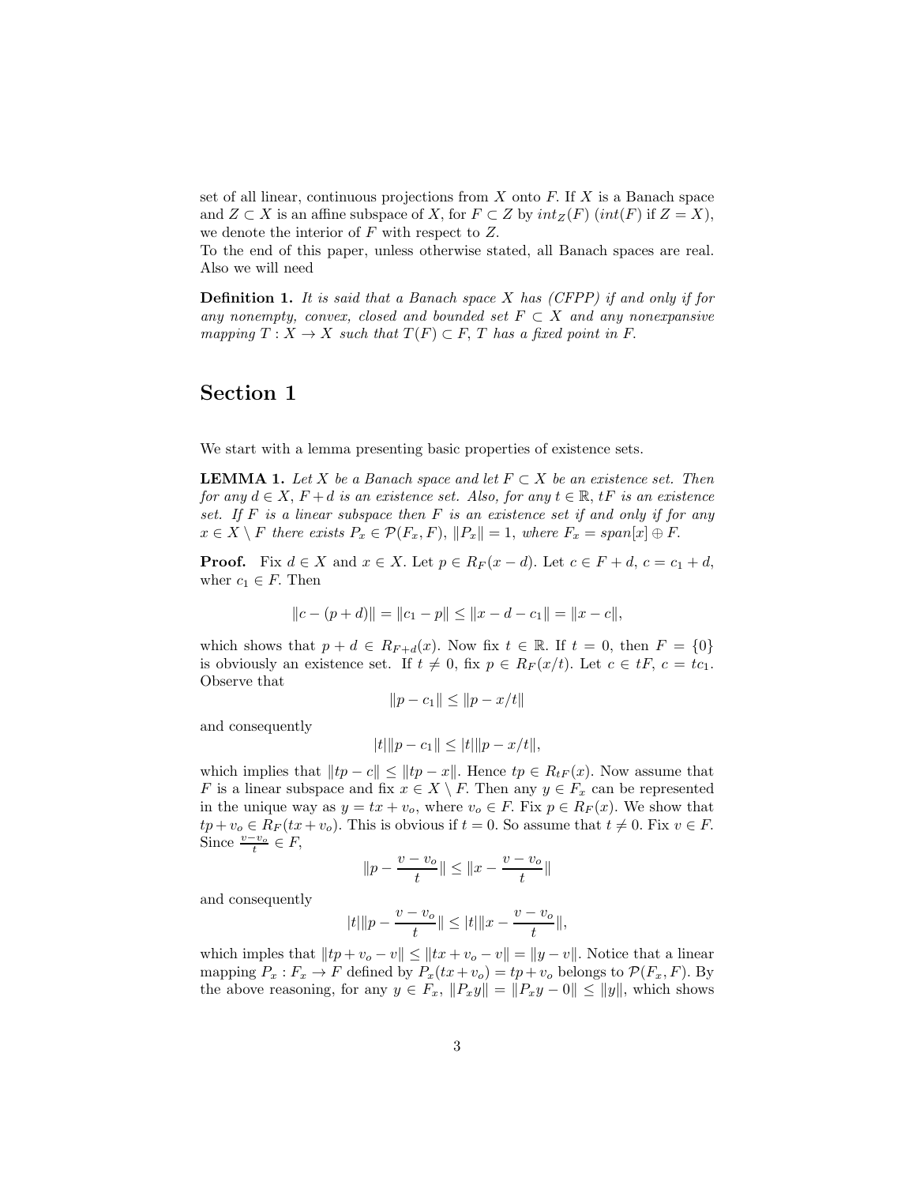set of all linear, continuous projections from $X$ onto $F$. If $X$ is a Banach space and $Z \subset X$ is an affine subspace of $X$, for $F \subset Z$ by $int_Z(F)$ ($int(F)$ if $Z = X$), we denote the interior of $F$ with respect to $Z$.

To the end of this paper, unless otherwise stated, all Banach spaces are real. Also we will need

**Definition 1.** *It is said that a Banach space $X$ has (CFPP) if and only if for any nonempty, convex, closed and bounded set $F \subset X$ and any nonexpansive mapping $T : X \to X$ such that $T(F) \subset F$, $T$ has a fixed point in $F$.*

## Section 1

We start with a lemma presenting basic properties of existence sets.

**LEMMA 1.** *Let $X$ be a Banach space and let $F \subset X$ be an existence set. Then for any $d \in X$, $F + d$ is an existence set. Also, for any $t \in \mathbb{R}$, $tF$ is an existence set. If $F$ is a linear subspace then $F$ is an existence set if and only if for any $x \in X \setminus F$ there exists $P_x \in \mathcal{P}(F_x, F)$, $\|P_x\| = 1$, where $F_x = span[x] \oplus F$.*

**Proof.** Fix $d \in X$ and $x \in X$. Let $p \in R_F(x - d)$. Let $c \in F + d$, $c = c_1 + d$, wher $c_1 \in F$. Then

$$\|c - (p + d)\| = \|c_1 - p\| \le \|x - d - c_1\| = \|x - c\|,$$

which shows that $p + d \in R_{F+d}(x)$. Now fix $t \in \mathbb{R}$. If $t = 0$, then $F = \{0\}$ is obviously an existence set. If $t \neq 0$, fix $p \in R_F(x/t)$. Let $c \in tF$, $c = tc_1$. Observe that

$$\|p - c_1\| \le \|p - x/t\|$$

and consequently

$$|t|\|p - c_1\| \le |t|\|p - x/t\|,$$

which implies that $\|tp - c\| \le \|tp - x\|$. Hence $tp \in R_{tF}(x)$. Now assume that $F$ is a linear subspace and fix $x \in X \setminus F$. Then any $y \in F_x$ can be represented in the unique way as $y = tx + v_o$, where $v_o \in F$. Fix $p \in R_F(x)$. We show that $tp + v_o \in R_F(tx + v_o)$. This is obvious if $t = 0$. So assume that $t \neq 0$. Fix $v \in F$. Since $\frac{v - v_o}{t} \in F$,

$$\|p - \frac{v - v_o}{t}\| \le \|x - \frac{v - v_o}{t}\|$$

and consequently

$$|t|\|p - \frac{v - v_o}{t}\| \le |t|\|x - \frac{v - v_o}{t}\|,$$

which imples that $\|tp + v_o - v\| \le \|tx + v_o - v\| = \|y - v\|$. Notice that a linear mapping $P_x : F_x \to F$ defined by $P_x(tx + v_o) = tp + v_o$ belongs to $\mathcal{P}(F_x, F)$. By the above reasoning, for any $y \in F_x$, $\|P_x y\| = \|P_x y - 0\| \le \|y\|$, which shows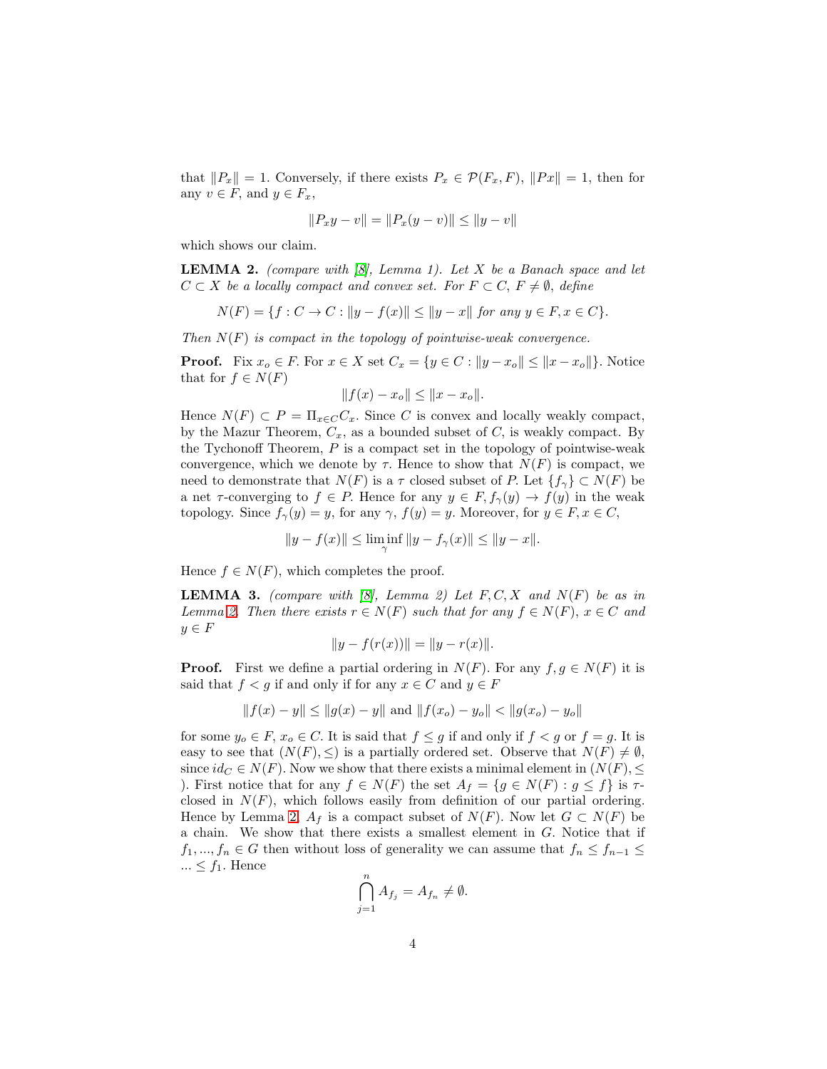that $\|P_x\| = 1$. Conversely, if there exists $P_x \in \mathcal{P}(F_x, F)$, $\|Px\| = 1$, then for any $v \in F$, and $y \in F_x$,

$$\|P_x y - v\| = \|P_x(y - v)\| \leq \|y - v\|$$

which shows our claim.

**LEMMA 2.** *(compare with [8], Lemma 1). Let $X$ be a Banach space and let $C \subset X$ be a locally compact and convex set. For $F \subset C$, $F \neq \emptyset$, define*

$$N(F) = \{f : C \to C : \|y - f(x)\| \leq \|y - x\| \text{ for any } y \in F, x \in C\}.$$

*Then $N(F)$ is compact in the topology of pointwise-weak convergence.*

**Proof.** Fix $x_o \in F$. For $x \in X$ set $C_x = \{y \in C : \|y - x_o\| \leq \|x - x_o\|\}$. Notice that for $f \in N(F)$

$$\|f(x) - x_o\| \leq \|x - x_o\|.$$

Hence $N(F) \subset P = \Pi_{x \in C} C_x$. Since $C$ is convex and locally weakly compact, by the Mazur Theorem, $C_x$, as a bounded subset of $C$, is weakly compact. By the Tychonoff Theorem, $P$ is a compact set in the topology of pointwise-weak convergence, which we denote by $\tau$. Hence to show that $N(F)$ is compact, we need to demonstrate that $N(F)$ is a $\tau$ closed subset of $P$. Let $\{f_\gamma\} \subset N(F)$ be a net $\tau$-converging to $f \in P$. Hence for any $y \in F, f_\gamma(y) \to f(y)$ in the weak topology. Since $f_\gamma(y) = y$, for any $\gamma$, $f(y) = y$. Moreover, for $y \in F, x \in C$,

$$\|y - f(x)\| \leq \liminf_\gamma \|y - f_\gamma(x)\| \leq \|y - x\|.$$

Hence $f \in N(F)$, which completes the proof.

**LEMMA 3.** *(compare with [8], Lemma 2) Let $F, C, X$ and $N(F)$ be as in Lemma 2. Then there exists $r \in N(F)$ such that for any $f \in N(F)$, $x \in C$ and $y \in F$*

$$\|y - f(r(x))\| = \|y - r(x)\|.$$

**Proof.** First we define a partial ordering in $N(F)$. For any $f, g \in N(F)$ it is said that $f < g$ if and only if for any $x \in C$ and $y \in F$

$$\|f(x) - y\| \leq \|g(x) - y\| \text{ and } \|f(x_o) - y_o\| < \|g(x_o) - y_o\|$$

for some $y_o \in F$, $x_o \in C$. It is said that $f \leq g$ if and only if $f < g$ or $f = g$. It is easy to see that $(N(F), \leq)$ is a partially ordered set. Observe that $N(F) \neq \emptyset$, since $id_C \in N(F)$. Now we show that there exists a minimal element in $(N(F), \leq)$. First notice that for any $f \in N(F)$ the set $A_f = \{g \in N(F) : g \leq f\}$ is $\tau$-closed in $N(F)$, which follows easily from definition of our partial ordering. Hence by Lemma 2, $A_f$ is a compact subset of $N(F)$. Now let $G \subset N(F)$ be a chain. We show that there exists a smallest element in $G$. Notice that if $f_1, ..., f_n \in G$ then without loss of generality we can assume that $f_n \leq f_{n-1} \leq ... \leq f_1$. Hence

$$\bigcap_{j=1}^{n} A_{f_j} = A_{f_n} \neq \emptyset.$$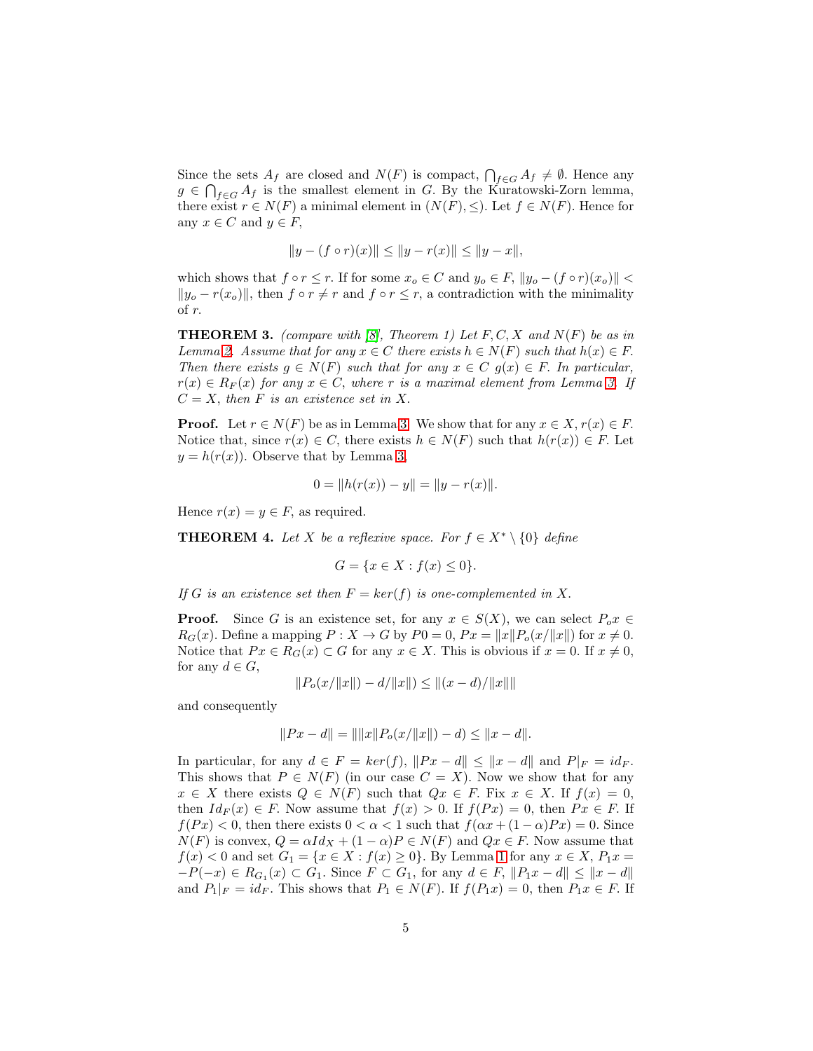Since the sets $A_f$ are closed and $N(F)$ is compact, $\bigcap_{f\in G} A_f \neq \emptyset$. Hence any $g \in \bigcap_{f\in G} A_f$ is the smallest element in $G$. By the Kuratowski-Zorn lemma, there exist $r \in N(F)$ a minimal element in $(N(F), \leq)$. Let $f \in N(F)$. Hence for any $x \in C$ and $y \in F$,

$$\|y - (f \circ r)(x)\| \leq \|y - r(x)\| \leq \|y - x\|,$$

which shows that $f \circ r \leq r$. If for some $x_o \in C$ and $y_o \in F$, $\|y_o - (f \circ r)(x_o)\| < \|y_o - r(x_o)\|$, then $f \circ r \neq r$ and $f \circ r \leq r$, a contradiction with the minimality of $r$.

**THEOREM 3.** *(compare with [8], Theorem 1) Let $F, C, X$ and $N(F)$ be as in Lemma 2. Assume that for any $x \in C$ there exists $h \in N(F)$ such that $h(x) \in F$. Then there exists $g \in N(F)$ such that for any $x \in C$ $g(x) \in F$. In particular, $r(x) \in R_F(x)$ for any $x \in C$, where $r$ is a maximal element from Lemma 3. If $C = X$, then $F$ is an existence set in $X$.*

**Proof.** Let $r \in N(F)$ be as in Lemma 3. We show that for any $x \in X$, $r(x) \in F$. Notice that, since $r(x) \in C$, there exists $h \in N(F)$ such that $h(r(x)) \in F$. Let $y = h(r(x))$. Observe that by Lemma 3,

$$0 = \|h(r(x)) - y\| = \|y - r(x)\|.$$

Hence $r(x) = y \in F$, as required.

**THEOREM 4.** *Let $X$ be a reflexive space. For $f \in X^* \setminus \{0\}$ define*

$$G = \{x \in X : f(x) \leq 0\}.$$

*If $G$ is an existence set then $F = ker(f)$ is one-complemented in $X$.*

**Proof.** Since $G$ is an existence set, for any $x \in S(X)$, we can select $P_o x \in R_G(x)$. Define a mapping $P : X \to G$ by $P0 = 0$, $Px = \|x\| P_o(x/\|x\|)$ for $x \neq 0$. Notice that $Px \in R_G(x) \subset G$ for any $x \in X$. This is obvious if $x = 0$. If $x \neq 0$, for any $d \in G$,

$$\|P_o(x/\|x\|) - d/\|x\|) \leq \|(x - d)/\|x\|\|$$

and consequently

$$\|Px - d\| = \|\|x\| P_o(x/\|x\|) - d) \leq \|x - d\|.$$

In particular, for any $d \in F = ker(f)$, $\|Px - d\| \leq \|x - d\|$ and $P|_F = id_F$. This shows that $P \in N(F)$ (in our case $C = X$). Now we show that for any $x \in X$ there exists $Q \in N(F)$ such that $Qx \in F$. Fix $x \in X$. If $f(x) = 0$, then $Id_F(x) \in F$. Now assume that $f(x) > 0$. If $f(Px) = 0$, then $Px \in F$. If $f(Px) < 0$, then there exists $0 < \alpha < 1$ such that $f(\alpha x + (1-\alpha)Px) = 0$. Since $N(F)$ is convex, $Q = \alpha Id_X + (1-\alpha)P \in N(F)$ and $Qx \in F$. Now assume that $f(x) < 0$ and set $G_1 = \{x \in X : f(x) \geq 0\}$. By Lemma 1 for any $x \in X$, $P_1 x = -P(-x) \in R_{G_1}(x) \subset G_1$. Since $F \subset G_1$, for any $d \in F$, $\|P_1 x - d\| \leq \|x - d\|$ and $P_1|_F = id_F$. This shows that $P_1 \in N(F)$. If $f(P_1 x) = 0$, then $P_1 x \in F$. If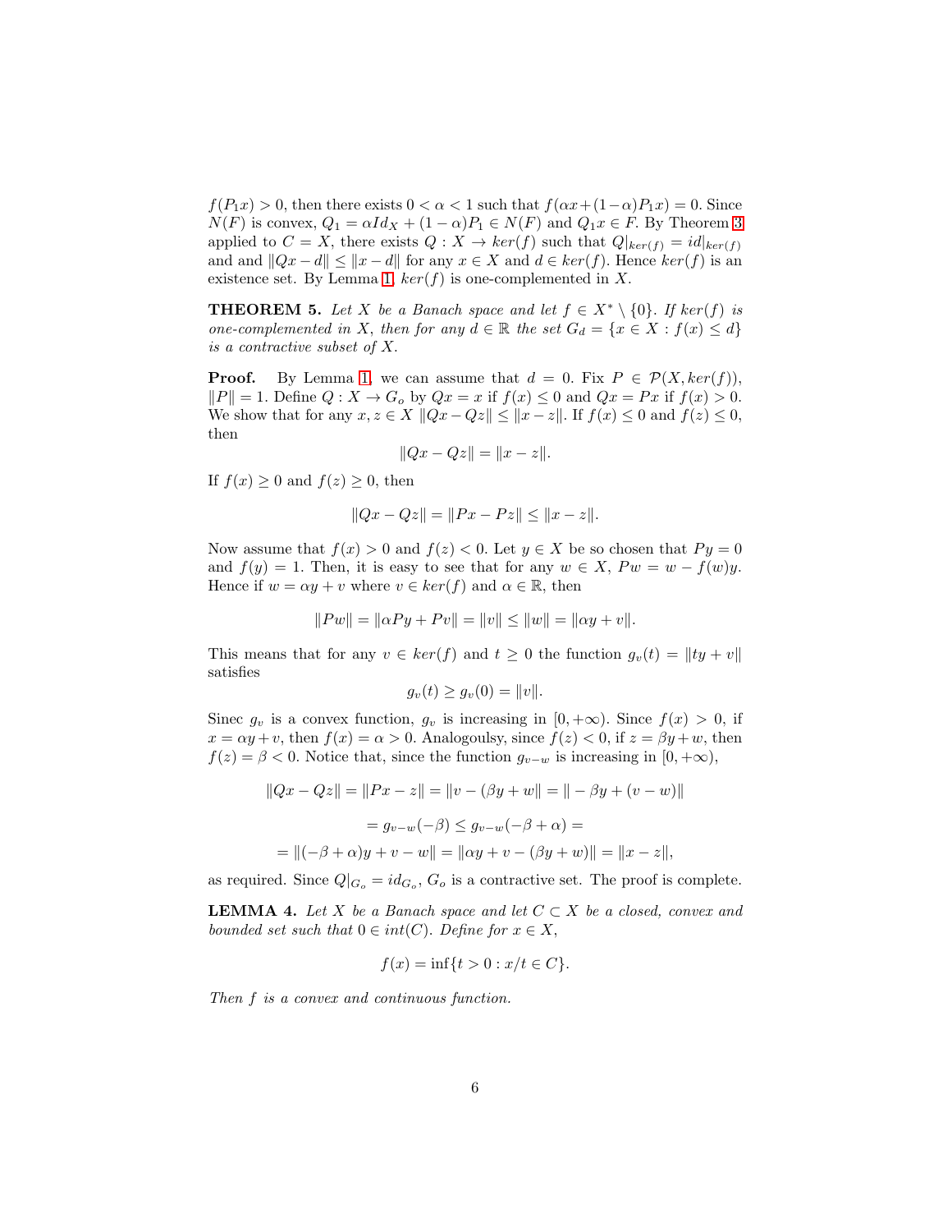$f(P_1x) > 0$, then there exists $0 < \alpha < 1$ such that $f(\alpha x + (1-\alpha)P_1 x) = 0$. Since $N(F)$ is convex, $Q_1 = \alpha Id_X + (1-\alpha)P_1 \in N(F)$ and $Q_1 x \in F$. By Theorem 3 applied to $C = X$, there exists $Q : X \to ker(f)$ such that $Q|_{ker(f)} = id|_{ker(f)}$ and and $\|Qx - d\| \leq \|x - d\|$ for any $x \in X$ and $d \in ker(f)$. Hence $ker(f)$ is an existence set. By Lemma 1, $ker(f)$ is one-complemented in $X$.

**THEOREM 5.** *Let $X$ be a Banach space and let $f \in X^* \setminus \{0\}$. If $ker(f)$ is one-complemented in $X$, then for any $d \in \mathbb{R}$ the set $G_d = \{x \in X : f(x) \leq d\}$ is a contractive subset of $X$.*

**Proof.** By Lemma 1, we can assume that $d = 0$. Fix $P \in \mathcal{P}(X, ker(f))$, $\|P\| = 1$. Define $Q : X \to G_o$ by $Qx = x$ if $f(x) \leq 0$ and $Qx = Px$ if $f(x) > 0$. We show that for any $x, z \in X$ $\|Qx - Qz\| \leq \|x - z\|$. If $f(x) \leq 0$ and $f(z) \leq 0$, then

$$\|Qx - Qz\| = \|x - z\|.$$

If $f(x) \geq 0$ and $f(z) \geq 0$, then

$$\|Qx - Qz\| = \|Px - Pz\| \leq \|x - z\|.$$

Now assume that $f(x) > 0$ and $f(z) < 0$. Let $y \in X$ be so chosen that $Py = 0$ and $f(y) = 1$. Then, it is easy to see that for any $w \in X$, $Pw = w - f(w)y$. Hence if $w = \alpha y + v$ where $v \in ker(f)$ and $\alpha \in \mathbb{R}$, then

$$\|Pw\| = \|\alpha Py + Pv\| = \|v\| \leq \|w\| = \|\alpha y + v\|.$$

This means that for any $v \in ker(f)$ and $t \geq 0$ the function $g_v(t) = \|ty + v\|$ satisfies

$$g_v(t) \geq g_v(0) = \|v\|.$$

Sinec $g_v$ is a convex function, $g_v$ is increasing in $[0, +\infty)$. Since $f(x) > 0$, if $x = \alpha y + v$, then $f(x) = \alpha > 0$. Analogoulsy, since $f(z) < 0$, if $z = \beta y + w$, then $f(z) = \beta < 0$. Notice that, since the function $g_{v-w}$ is increasing in $[0, +\infty)$,

$$\|Qx - Qz\| = \|Px - z\| = \|v - (\beta y + w\| = \| - \beta y + (v - w)\|$$

$$= g_{v-w}(-\beta) \leq g_{v-w}(-\beta + \alpha) =$$

$$= \|(-\beta + \alpha)y + v - w\| = \|\alpha y + v - (\beta y + w)\| = \|x - z\|,$$

as required. Since $Q|_{G_o} = id_{G_o}$, $G_o$ is a contractive set. The proof is complete.

**LEMMA 4.** *Let $X$ be a Banach space and let $C \subset X$ be a closed, convex and bounded set such that $0 \in int(C)$. Define for $x \in X$,*

$$f(x) = \inf\{t > 0 : x/t \in C\}.$$

*Then $f$ is a convex and continuous function.*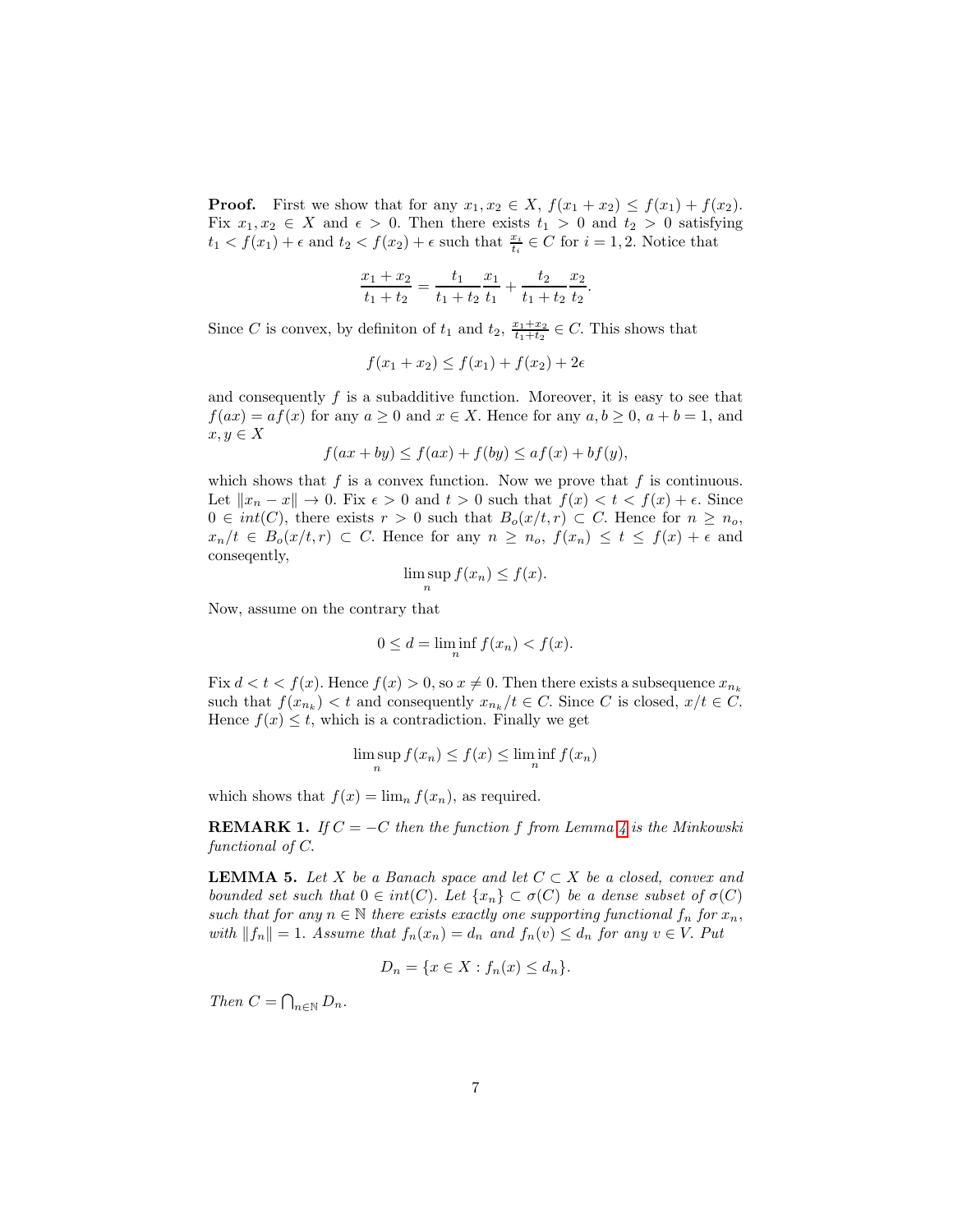**Proof.** First we show that for any $x_1, x_2 \in X$, $f(x_1 + x_2) \leq f(x_1) + f(x_2)$. Fix $x_1, x_2 \in X$ and $\epsilon > 0$. Then there exists $t_1 > 0$ and $t_2 > 0$ satisfying $t_1 < f(x_1) + \epsilon$ and $t_2 < f(x_2) + \epsilon$ such that $\frac{x_i}{t_i} \in C$ for $i = 1, 2$. Notice that

$$\frac{x_1 + x_2}{t_1 + t_2} = \frac{t_1}{t_1 + t_2} \frac{x_1}{t_1} + \frac{t_2}{t_1 + t_2} \frac{x_2}{t_2}.$$

Since $C$ is convex, by definiton of $t_1$ and $t_2$, $\frac{x_1 + x_2}{t_1 + t_2} \in C$. This shows that

$$f(x_1 + x_2) \leq f(x_1) + f(x_2) + 2\epsilon$$

and consequently $f$ is a subadditive function. Moreover, it is easy to see that $f(ax) = af(x)$ for any $a \geq 0$ and $x \in X$. Hence for any $a, b \geq 0$, $a + b = 1$, and $x, y \in X$

$$f(ax + by) \leq f(ax) + f(by) \leq af(x) + bf(y),$$

which shows that $f$ is a convex function. Now we prove that $f$ is continuous. Let $\|x_n - x\| \to 0$. Fix $\epsilon > 0$ and $t > 0$ such that $f(x) < t < f(x) + \epsilon$. Since $0 \in int(C)$, there exists $r > 0$ such that $B_o(x/t, r) \subset C$. Hence for $n \geq n_o$, $x_n/t \in B_o(x/t, r) \subset C$. Hence for any $n \geq n_o$, $f(x_n) \leq t \leq f(x) + \epsilon$ and conseqently,

$$\limsup_n f(x_n) \leq f(x).$$

Now, assume on the contrary that

$$0 \leq d = \liminf_n f(x_n) < f(x).$$

Fix $d < t < f(x)$. Hence $f(x) > 0$, so $x \neq 0$. Then there exists a subsequence $x_{n_k}$ such that $f(x_{n_k}) < t$ and consequently $x_{n_k}/t \in C$. Since $C$ is closed, $x/t \in C$. Hence $f(x) \leq t$, which is a contradiction. Finally we get

$$\limsup_n f(x_n) \leq f(x) \leq \liminf_n f(x_n)$$

which shows that $f(x) = \lim_n f(x_n)$, as required.

**REMARK 1.** *If $C = -C$ then the function $f$ from Lemma 4 is the Minkowski functional of $C$.*

**LEMMA 5.** *Let $X$ be a Banach space and let $C \subset X$ be a closed, convex and bounded set such that $0 \in int(C)$. Let $\{x_n\} \subset \sigma(C)$ be a dense subset of $\sigma(C)$ such that for any $n \in \mathbb{N}$ there exists exactly one supporting functional $f_n$ for $x_n$, with $\|f_n\| = 1$. Assume that $f_n(x_n) = d_n$ and $f_n(v) \leq d_n$ for any $v \in V$. Put*

$$D_n = \{x \in X : f_n(x) \leq d_n\}.$$

*Then $C = \bigcap_{n \in \mathbb{N}} D_n$.*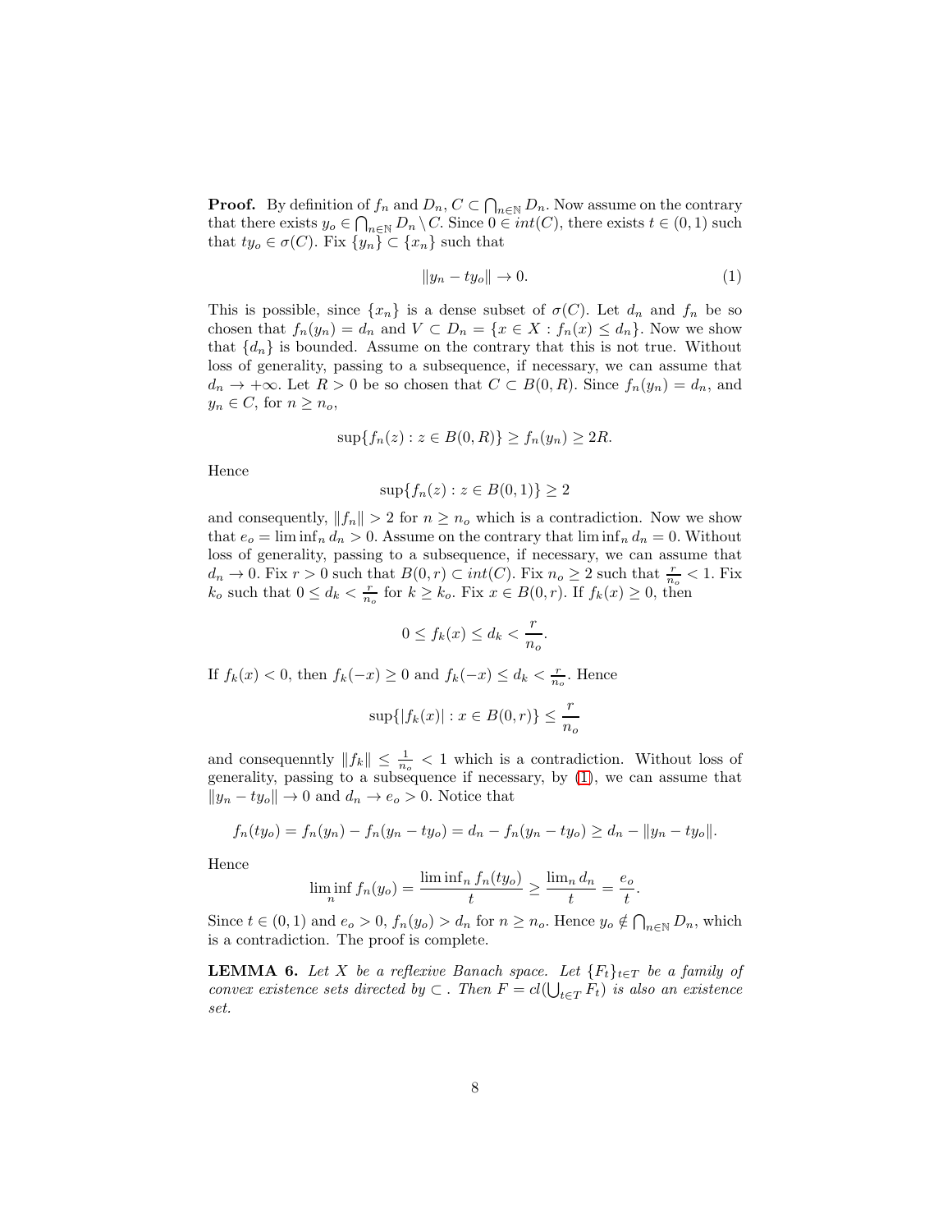**Proof.** By definition of $f_n$ and $D_n$, $C \subset \bigcap_{n\in\mathbb{N}} D_n$. Now assume on the contrary that there exists $y_o \in \bigcap_{n\in\mathbb{N}} D_n \setminus C$. Since $0 \in int(C)$, there exists $t \in (0,1)$ such that $ty_o \in \sigma(C)$. Fix $\{y_n\} \subset \{x_n\}$ such that

$$\|y_n - ty_o\| \to 0. \tag{1}$$

This is possible, since $\{x_n\}$ is a dense subset of $\sigma(C)$. Let $d_n$ and $f_n$ be so chosen that $f_n(y_n) = d_n$ and $V \subset D_n = \{x \in X : f_n(x) \leq d_n\}$. Now we show that $\{d_n\}$ is bounded. Assume on the contrary that this is not true. Without loss of generality, passing to a subsequence, if necessary, we can assume that $d_n \to +\infty$. Let $R > 0$ be so chosen that $C \subset B(0,R)$. Since $f_n(y_n) = d_n$, and $y_n \in C$, for $n \geq n_o$,

$$\sup\{f_n(z) : z \in B(0,R)\} \geq f_n(y_n) \geq 2R.$$

Hence

$$\sup\{f_n(z) : z \in B(0,1)\} \geq 2$$

and consequently, $\|f_n\| > 2$ for $n \geq n_o$ which is a contradiction. Now we show that $e_o = \liminf_n d_n > 0$. Assume on the contrary that $\liminf_n d_n = 0$. Without loss of generality, passing to a subsequence, if necessary, we can assume that $d_n \to 0$. Fix $r > 0$ such that $B(0,r) \subset int(C)$. Fix $n_o \geq 2$ such that $\frac{r}{n_o} < 1$. Fix $k_o$ such that $0 \leq d_k < \frac{r}{n_o}$ for $k \geq k_o$. Fix $x \in B(0,r)$. If $f_k(x) \geq 0$, then

$$0 \leq f_k(x) \leq d_k < \frac{r}{n_o}.$$

If $f_k(x) < 0$, then $f_k(-x) \geq 0$ and $f_k(-x) \leq d_k < \frac{r}{n_o}$. Hence

$$\sup\{|f_k(x)| : x \in B(0,r)\} \leq \frac{r}{n_o}$$

and consequennly $\|f_k\| \leq \frac{1}{n_o} < 1$ which is a contradiction. Without loss of generality, passing to a subsequence if necessary, by (1), we can assume that $\|y_n - ty_o\| \to 0$ and $d_n \to e_o > 0$. Notice that

$$f_n(ty_o) = f_n(y_n) - f_n(y_n - ty_o) = d_n - f_n(y_n - ty_o) \geq d_n - \|y_n - ty_o\|.$$

Hence

$$\liminf_n f_n(y_o) = \frac{\liminf_n f_n(ty_o)}{t} \geq \frac{\lim_n d_n}{t} = \frac{e_o}{t}.$$

Since $t \in (0,1)$ and $e_o > 0$, $f_n(y_o) > d_n$ for $n \geq n_o$. Hence $y_o \notin \bigcap_{n\in\mathbb{N}} D_n$, which is a contradiction. The proof is complete.

**LEMMA 6.** *Let $X$ be a reflexive Banach space. Let $\{F_t\}_{t\in T}$ be a family of convex existence sets directed by $\subset$. Then $F = cl(\bigcup_{t\in T} F_t)$ is also an existence set.*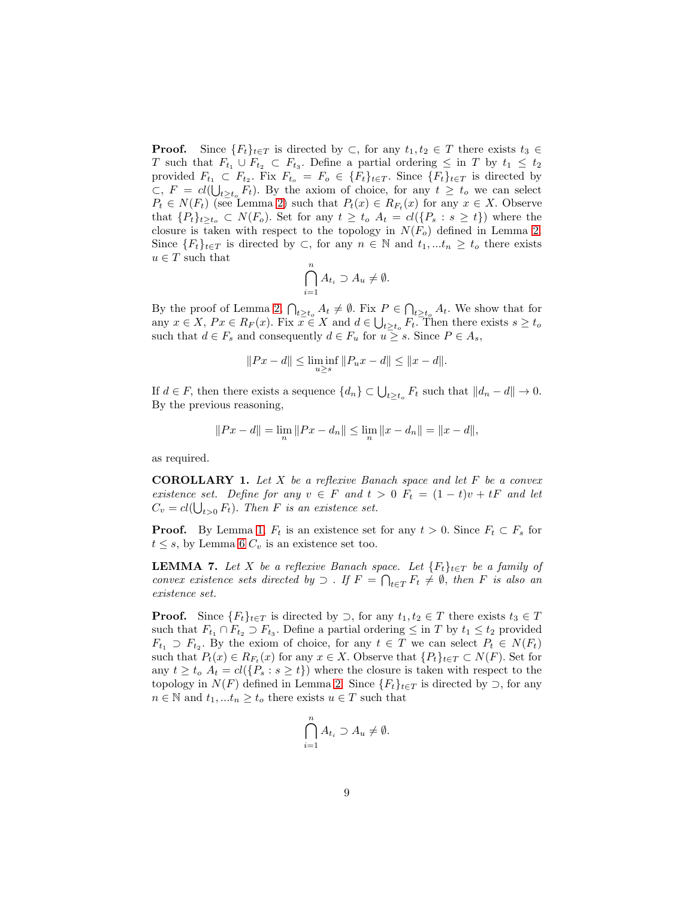**Proof.** Since $\{F_t\}_{t\in T}$ is directed by $\subset$, for any $t_1, t_2 \in T$ there exists $t_3 \in T$ such that $F_{t_1} \cup F_{t_2} \subset F_{t_3}$. Define a partial ordering $\leq$ in $T$ by $t_1 \leq t_2$ provided $F_{t_1} \subset F_{t_2}$. Fix $F_{t_o} = F_o \in \{F_t\}_{t\in T}$. Since $\{F_t\}_{t\in T}$ is directed by $\subset$, $F = cl(\bigcup_{t\geq t_o} F_t)$. By the axiom of choice, for any $t \geq t_o$ we can select $P_t \in N(F_t)$ (see Lemma 2) such that $P_t(x) \in R_{F_t}(x)$ for any $x \in X$. Observe that $\{P_t\}_{t\geq t_o} \subset N(F_o)$. Set for any $t \geq t_o$ $A_t = cl(\{P_s : s \geq t\})$ where the closure is taken with respect to the topology in $N(F_o)$ defined in Lemma 2. Since $\{F_t\}_{t\in T}$ is directed by $\subset$, for any $n \in \mathbb{N}$ and $t_1, ...t_n \geq t_o$ there exists $u \in T$ such that

$$\bigcap_{i=1}^{n} A_{t_i} \supset A_u \neq \emptyset.$$

By the proof of Lemma 2, $\bigcap_{t\geq t_o} A_t \neq \emptyset$. Fix $P \in \bigcap_{t\geq t_o} A_t$. We show that for any $x \in X$, $Px \in R_F(x)$. Fix $x \in X$ and $d \in \bigcup_{t\geq t_o} F_t$. Then there exists $s \geq t_o$ such that $d \in F_s$ and consequently $d \in F_u$ for $u \geq s$. Since $P \in A_s$,

$$\|Px - d\| \leq \liminf_{u\geq s} \|P_u x - d\| \leq \|x - d\|.$$

If $d \in F$, then there exists a sequence $\{d_n\} \subset \bigcup_{t\geq t_o} F_t$ such that $\|d_n - d\| \to 0$. By the previous reasoning,

$$\|Px - d\| = \lim_n \|Px - d_n\| \leq \lim_n \|x - d_n\| = \|x - d\|,$$

as required.

**COROLLARY 1.** *Let $X$ be a reflexive Banach space and let $F$ be a convex existence set. Define for any $v \in F$ and $t > 0$ $F_t = (1-t)v + tF$ and let $C_v = cl(\bigcup_{t>0} F_t)$. Then $F$ is an existence set.*

**Proof.** By Lemma 1, $F_t$ is an existence set for any $t > 0$. Since $F_t \subset F_s$ for $t \leq s$, by Lemma 6 $C_v$ is an existence set too.

**LEMMA 7.** *Let $X$ be a reflexive Banach space. Let $\{F_t\}_{t\in T}$ be a family of convex existence sets directed by $\supset$ . If $F = \bigcap_{t\in T} F_t \neq \emptyset$, then $F$ is also an existence set.*

**Proof.** Since $\{F_t\}_{t\in T}$ is directed by $\supset$, for any $t_1, t_2 \in T$ there exists $t_3 \in T$ such that $F_{t_1} \cap F_{t_2} \supset F_{t_3}$. Define a partial ordering $\leq$ in $T$ by $t_1 \leq t_2$ provided $F_{t_1} \supset F_{t_2}$. By the exiom of choice, for any $t \in T$ we can select $P_t \in N(F_t)$ such that $P_t(x) \in R_{F_t}(x)$ for any $x \in X$. Observe that $\{P_t\}_{t\in T} \subset N(F)$. Set for any $t \geq t_o$ $A_t = cl(\{P_s : s \geq t\})$ where the closure is taken with respect to the topology in $N(F)$ defined in Lemma 2. Since $\{F_t\}_{t\in T}$ is directed by $\supset$, for any $n \in \mathbb{N}$ and $t_1, ...t_n \geq t_o$ there exists $u \in T$ such that

$$\bigcap_{i=1}^{n} A_{t_i} \supset A_u \neq \emptyset.$$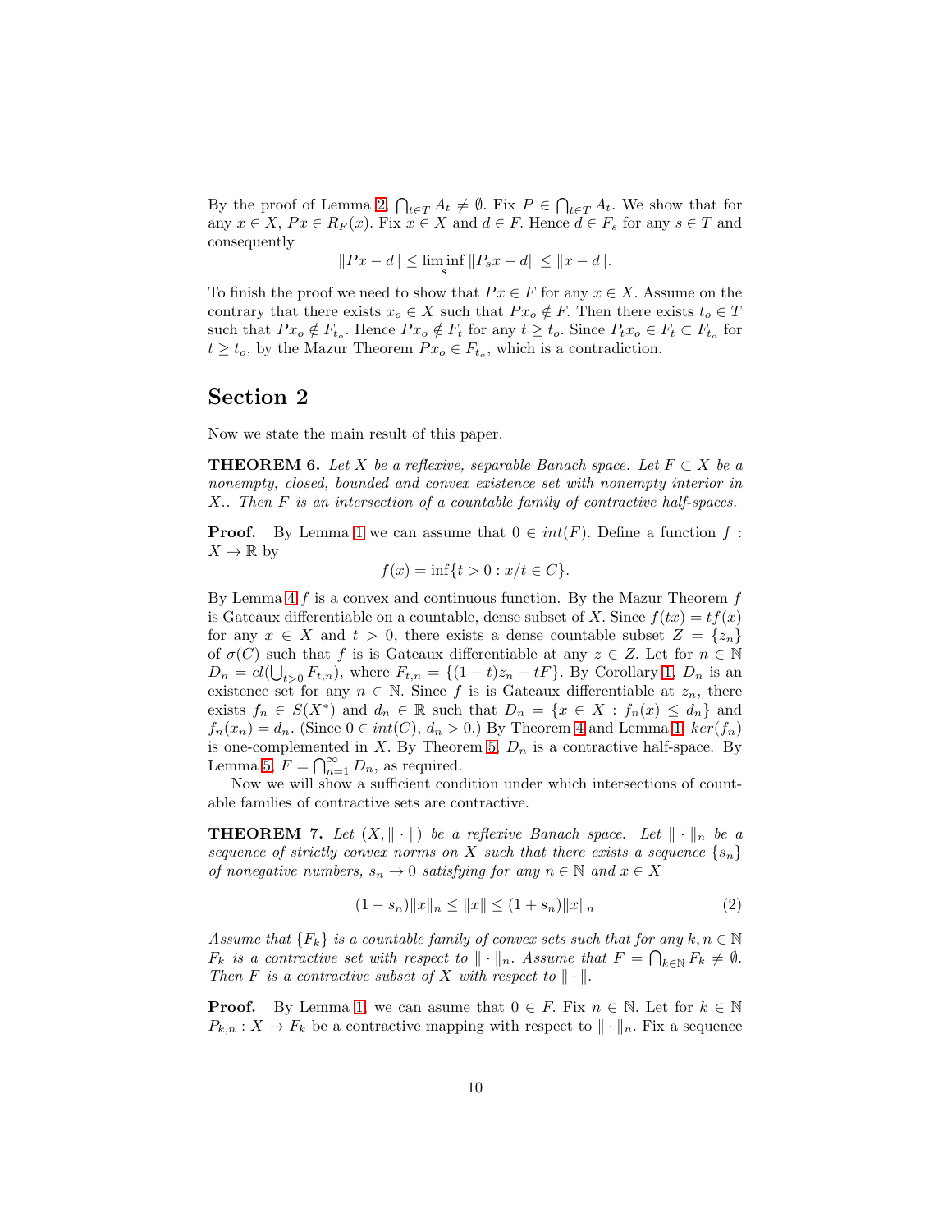By the proof of Lemma 2, $\bigcap_{t\in T} A_t \neq \emptyset$. Fix $P \in \bigcap_{t\in T} A_t$. We show that for any $x \in X$, $Px \in R_F(x)$. Fix $x \in X$ and $d \in F$. Hence $d \in F_s$ for any $s \in T$ and consequently

$$\|Px - d\| \leq \liminf_s \|P_s x - d\| \leq \|x - d\|.$$

To finish the proof we need to show that $Px \in F$ for any $x \in X$. Assume on the contrary that there exists $x_o \in X$ such that $Px_o \notin F$. Then there exists $t_o \in T$ such that $Px_o \notin F_{t_o}$. Hence $Px_o \notin F_t$ for any $t \geq t_o$. Since $P_t x_o \in F_t \subset F_{t_o}$ for $t \geq t_o$, by the Mazur Theorem $Px_o \in F_{t_o}$, which is a contradiction.

## Section 2

Now we state the main result of this paper.

**THEOREM 6.** *Let $X$ be a reflexive, separable Banach space. Let $F \subset X$ be a nonempty, closed, bounded and convex existence set with nonempty interior in $X$.. Then $F$ is an intersection of a countable family of contractive half-spaces.*

**Proof.** By Lemma 1 we can assume that $0 \in int(F)$. Define a function $f : X \to \mathbb{R}$ by

$$f(x) = \inf\{t > 0 : x/t \in C\}.$$

By Lemma 4 $f$ is a convex and continuous function. By the Mazur Theorem $f$ is Gateaux differentiable on a countable, dense subset of $X$. Since $f(tx) = tf(x)$ for any $x \in X$ and $t > 0$, there exists a dense countable subset $Z = \{z_n\}$ of $\sigma(C)$ such that $f$ is is Gateaux differentiable at any $z \in Z$. Let for $n \in \mathbb{N}$ $D_n = cl(\bigcup_{t>0} F_{t,n})$, where $F_{t,n} = \{(1-t)z_n + tF\}$. By Corollary 1, $D_n$ is an existence set for any $n \in \mathbb{N}$. Since $f$ is is Gateaux differentiable at $z_n$, there exists $f_n \in S(X^*)$ and $d_n \in \mathbb{R}$ such that $D_n = \{x \in X : f_n(x) \leq d_n\}$ and $f_n(x_n) = d_n$. (Since $0 \in int(C)$, $d_n > 0$.) By Theorem 4 and Lemma 1, $ker(f_n)$ is one-complemented in $X$. By Theorem 5, $D_n$ is a contractive half-space. By Lemma 5, $F = \bigcap_{n=1}^{\infty} D_n$, as required.

Now we will show a sufficient condition under which intersections of countable families of contractive sets are contractive.

**THEOREM 7.** *Let $(X, \|\cdot\|)$ be a reflexive Banach space. Let $\|\cdot\|_n$ be a sequence of strictly convex norms on $X$ such that there exists a sequence $\{s_n\}$ of nonegative numbers, $s_n \to 0$ satisfying for any $n \in \mathbb{N}$ and $x \in X$*

$$(1 - s_n)\|x\|_n \leq \|x\| \leq (1 + s_n)\|x\|_n \tag{2}$$

*Assume that $\{F_k\}$ is a countable family of convex sets such that for any $k, n \in \mathbb{N}$ $F_k$ is a contractive set with respect to $\|\cdot\|_n$. Assume that $F = \bigcap_{k\in\mathbb{N}} F_k \neq \emptyset$. Then $F$ is a contractive subset of $X$ with respect to $\|\cdot\|$.*

**Proof.** By Lemma 1, we can asume that $0 \in F$. Fix $n \in \mathbb{N}$. Let for $k \in \mathbb{N}$ $P_{k,n} : X \to F_k$ be a contractive mapping with respect to $\|\cdot\|_n$. Fix a sequence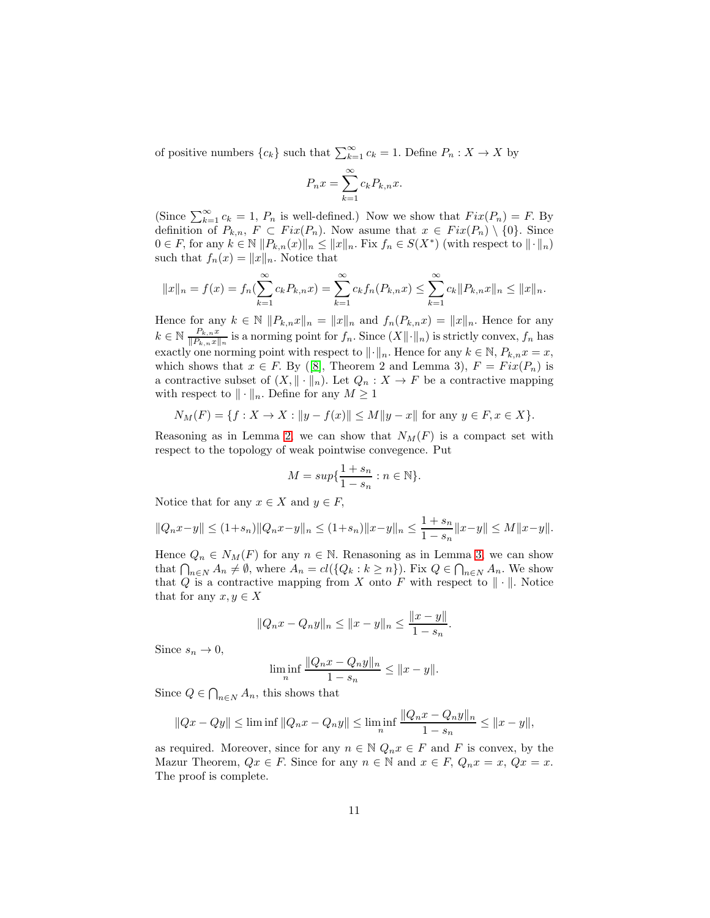of positive numbers $\{c_k\}$ such that $\sum_{k=1}^{\infty} c_k = 1$. Define $P_n : X \to X$ by

$$P_n x = \sum_{k=1}^{\infty} c_k P_{k,n} x.$$

(Since $\sum_{k=1}^{\infty} c_k = 1$, $P_n$ is well-defined.) Now we show that $Fix(P_n) = F$. By definition of $P_{k,n}$, $F \subset Fix(P_n)$. Now asume that $x \in Fix(P_n) \setminus \{0\}$. Since $0 \in F$, for any $k \in \mathbb{N}$ $\|P_{k,n}(x)\|_n \leq \|x\|_n$. Fix $f_n \in S(X^*)$ (with respect to $\|\cdot\|_n$) such that $f_n(x) = \|x\|_n$. Notice that

$$\|x\|_n = f(x) = f_n(\sum_{k=1}^{\infty} c_k P_{k,n} x) = \sum_{k=1}^{\infty} c_k f_n(P_{k,n} x) \leq \sum_{k=1}^{\infty} c_k \|P_{k,n} x\|_n \leq \|x\|_n.$$

Hence for any $k \in \mathbb{N}$ $\|P_{k,n} x\|_n = \|x\|_n$ and $f_n(P_{k,n} x) = \|x\|_n$. Hence for any $k \in \mathbb{N}$ $\frac{P_{k,n} x}{\|P_{k,n} x\|_n}$ is a norming point for $f_n$. Since $(X\|\cdot\|_n)$ is strictly convex, $f_n$ has exactly one norming point with respect to $\|\cdot\|_n$. Hence for any $k \in \mathbb{N}$, $P_{k,n} x = x$, which shows that $x \in F$. By ([8], Theorem 2 and Lemma 3), $F = Fix(P_n)$ is a contractive subset of $(X, \|\cdot\|_n)$. Let $Q_n : X \to F$ be a contractive mapping with respect to $\|\cdot\|_n$. Define for any $M \geq 1$

$$N_M(F) = \{f : X \to X : \|y - f(x)\| \leq M\|y - x\| \text{ for any } y \in F, x \in X\}.$$

Reasoning as in Lemma 2, we can show that $N_M(F)$ is a compact set with respect to the topology of weak pointwise convegence. Put

$$M = sup\{\frac{1 + s_n}{1 - s_n} : n \in \mathbb{N}\}.$$

Notice that for any $x \in X$ and $y \in F$,

$$\|Q_n x - y\| \leq (1+s_n)\|Q_n x - y\|_n \leq (1+s_n)\|x - y\|_n \leq \frac{1 + s_n}{1 - s_n}\|x - y\| \leq M\|x - y\|.$$

Hence $Q_n \in N_M(F)$ for any $n \in \mathbb{N}$. Renasoning as in Lemma 3, we can show that $\bigcap_{n \in N} A_n \neq \emptyset$, where $A_n = cl(\{Q_k : k \geq n\})$. Fix $Q \in \bigcap_{n \in N} A_n$. We show that $Q$ is a contractive mapping from $X$ onto $F$ with respect to $\|\cdot\|$. Notice that for any $x, y \in X$

$$\|Q_n x - Q_n y\|_n \leq \|x - y\|_n \leq \frac{\|x - y\|}{1 - s_n}.$$

Since $s_n \to 0$,

$$\liminf_n \frac{\|Q_n x - Q_n y\|_n}{1 - s_n} \leq \|x - y\|.$$

Since $Q \in \bigcap_{n \in N} A_n$, this shows that

$$\|Qx - Qy\| \leq \liminf \|Q_n x - Q_n y\| \leq \liminf_n \frac{\|Q_n x - Q_n y\|_n}{1 - s_n} \leq \|x - y\|,$$

as required. Moreover, since for any $n \in \mathbb{N}$ $Q_n x \in F$ and $F$ is convex, by the Mazur Theorem, $Qx \in F$. Since for any $n \in \mathbb{N}$ and $x \in F$, $Q_n x = x$, $Qx = x$. The proof is complete.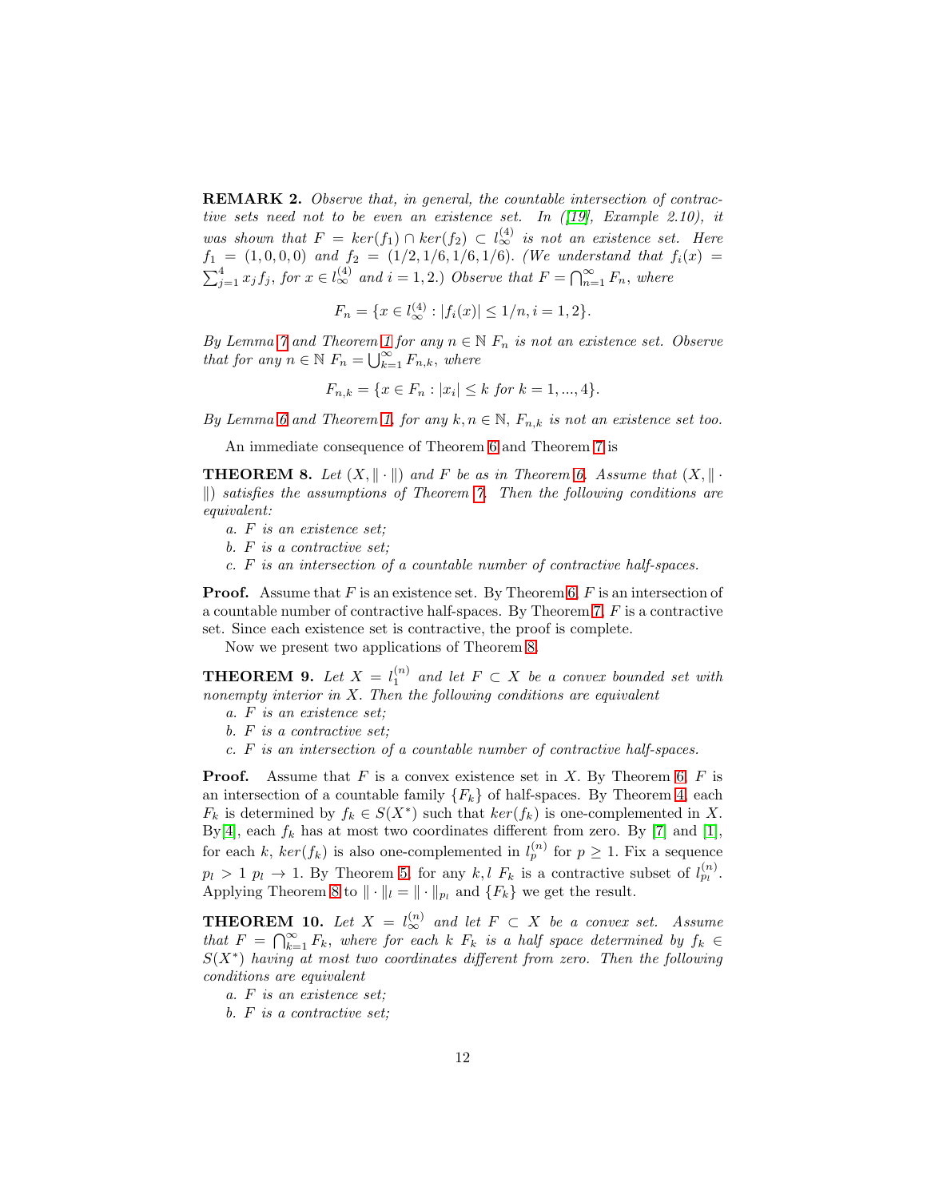**REMARK 2.** *Observe that, in general, the countable intersection of contractive sets need not to be even an existence set. In ([19], Example 2.10), it was shown that $F = ker(f_1) \cap ker(f_2) \subset l_\infty^{(4)}$ is not an existence set. Here $f_1 = (1, 0, 0, 0)$ and $f_2 = (1/2, 1/6, 1/6, 1/6)$. (We understand that $f_i(x) = \sum_{j=1}^4 x_j f_j$, for $x \in l_\infty^{(4)}$ and $i = 1, 2$.) Observe that $F = \bigcap_{n=1}^\infty F_n$, where*

$$F_n = \{x \in l_\infty^{(4)} : |f_i(x)| \le 1/n, i = 1, 2\}.$$

*By Lemma 7 and Theorem 1 for any $n \in \mathbb{N}$ $F_n$ is not an existence set. Observe that for any $n \in \mathbb{N}$ $F_n = \bigcup_{k=1}^\infty F_{n,k}$, where*

$$F_{n,k} = \{x \in F_n : |x_i| \le k \text{ for } k = 1, ..., 4\}.$$

*By Lemma 6 and Theorem 1, for any $k, n \in \mathbb{N}$, $F_{n,k}$ is not an existence set too.*

An immediate consequence of Theorem 6 and Theorem 7 is

**THEOREM 8.** *Let $(X, \|\cdot\|)$ and $F$ be as in Theorem 6. Assume that $(X, \|\cdot\|)$ satisfies the assumptions of Theorem 7. Then the following conditions are equivalent:*

*a. $F$ is an existence set;*
*b. $F$ is a contractive set;*
*c. $F$ is an intersection of a countable number of contractive half-spaces.*

**Proof.** Assume that $F$ is an existence set. By Theorem 6, $F$ is an intersection of a countable number of contractive half-spaces. By Theorem 7, $F$ is a contractive set. Since each existence set is contractive, the proof is complete.

Now we present two applications of Theorem 8.

**THEOREM 9.** *Let $X = l_1^{(n)}$ and let $F \subset X$ be a convex bounded set with nonempty interior in $X$. Then the following conditions are equivalent*

*a. $F$ is an existence set;*
*b. $F$ is a contractive set;*
*c. $F$ is an intersection of a countable number of contractive half-spaces.*

**Proof.** Assume that $F$ is a convex existence set in $X$. By Theorem 6, $F$ is an intersection of a countable family $\{F_k\}$ of half-spaces. By Theorem 4, each $F_k$ is determined by $f_k \in S(X^*)$ such that $ker(f_k)$ is one-complemented in $X$. By [4], each $f_k$ has at most two coordinates different from zero. By [7] and [1], for each $k$, $ker(f_k)$ is also one-complemented in $l_p^{(n)}$ for $p \ge 1$. Fix a sequence $p_l > 1$ $p_l \to 1$. By Theorem 5, for any $k, l$ $F_k$ is a contractive subset of $l_{p_l}^{(n)}$. Applying Theorem 8 to $\|\cdot\|_l = \|\cdot\|_{p_l}$ and $\{F_k\}$ we get the result.

**THEOREM 10.** *Let $X = l_\infty^{(n)}$ and let $F \subset X$ be a convex set. Assume that $F = \bigcap_{k=1}^\infty F_k$, where for each $k$ $F_k$ is a half space determined by $f_k \in S(X^*)$ having at most two coordinates different from zero. Then the following conditions are equivalent*

*a. $F$ is an existence set;*
*b. $F$ is a contractive set;*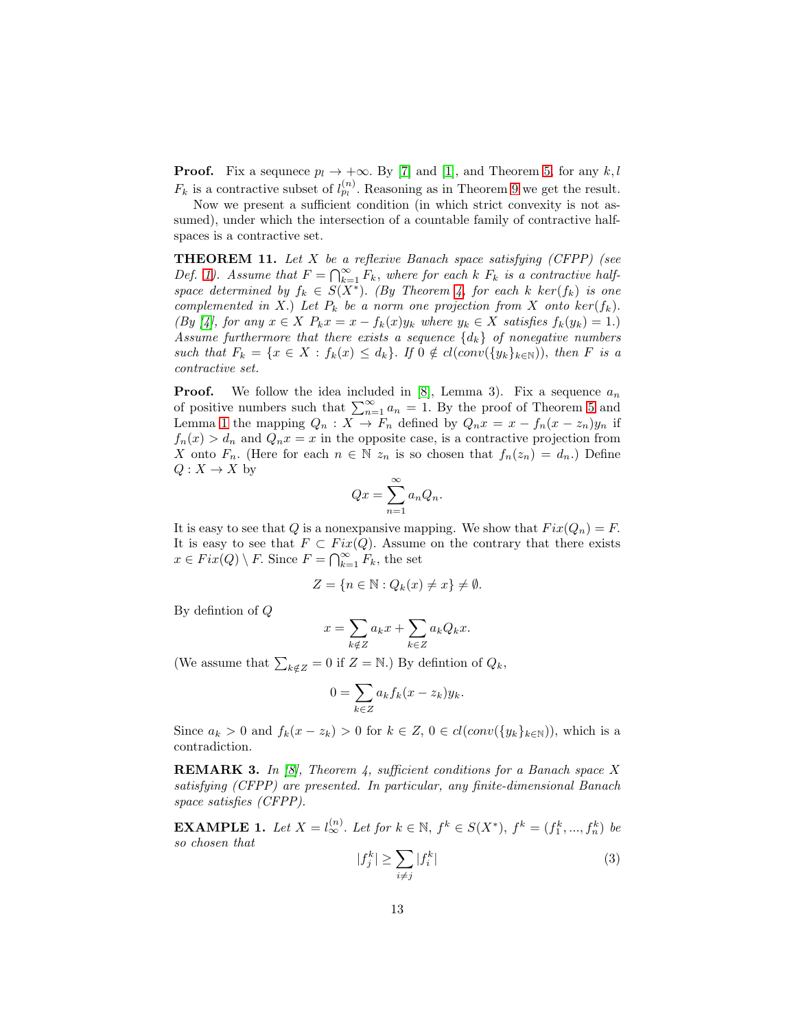**Proof.** Fix a sequnece $p_l \to +\infty$. By [7] and [1], and Theorem 5, for any $k, l$ $F_k$ is a contractive subset of $l_{p_l}^{(n)}$. Reasoning as in Theorem 9 we get the result.

Now we present a sufficient condition (in which strict convexity is not assumed), under which the intersection of a countable family of contractive halfspaces is a contractive set.

**THEOREM 11.** *Let $X$ be a reflexive Banach space satisfying (CFPP) (see Def. 1). Assume that $F = \bigcap_{k=1}^{\infty} F_k$, where for each $k$ $F_k$ is a contractive halfspace determined by $f_k \in S(X^*)$. (By Theorem 4, for each $k$ $ker(f_k)$ is one complemented in $X$.) Let $P_k$ be a norm one projection from $X$ onto $ker(f_k)$. (By [4], for any $x \in X$ $P_k x = x - f_k(x)y_k$ where $y_k \in X$ satisfies $f_k(y_k) = 1$.) Assume furthermore that there exists a sequence $\{d_k\}$ of nonegative numbers such that $F_k = \{x \in X : f_k(x) \leq d_k\}$. If $0 \notin cl(conv(\{y_k\}_{k \in \mathbb{N}}))$, then $F$ is a contractive set.*

**Proof.** We follow the idea included in [8], Lemma 3). Fix a sequence $a_n$ of positive numbers such that $\sum_{n=1}^{\infty} a_n = 1$. By the proof of Theorem 5 and Lemma 1 the mapping $Q_n : X \to F_n$ defined by $Q_n x = x - f_n(x - z_n)y_n$ if $f_n(x) > d_n$ and $Q_n x = x$ in the opposite case, is a contractive projection from $X$ onto $F_n$. (Here for each $n \in \mathbb{N}$ $z_n$ is so chosen that $f_n(z_n) = d_n$.) Define $Q : X \to X$ by

$$Qx = \sum_{n=1}^{\infty} a_n Q_n.$$

It is easy to see that $Q$ is a nonexpansive mapping. We show that $Fix(Q_n) = F$. It is easy to see that $F \subset Fix(Q)$. Assume on the contrary that there exists $x \in Fix(Q) \setminus F$. Since $F = \bigcap_{k=1}^{\infty} F_k$, the set

$$Z = \{n \in \mathbb{N} : Q_k(x) \neq x\} \neq \emptyset.$$

By defintion of $Q$

$$x = \sum_{k \notin Z} a_k x + \sum_{k \in Z} a_k Q_k x.$$

(We assume that $\sum_{k \notin Z} = 0$ if $Z = \mathbb{N}$.) By defintion of $Q_k$,

$$0 = \sum_{k \in Z} a_k f_k(x - z_k) y_k.$$

Since $a_k > 0$ and $f_k(x - z_k) > 0$ for $k \in Z$, $0 \in cl(conv(\{y_k\}_{k \in \mathbb{N}}))$, which is a contradiction.

**REMARK 3.** *In [8], Theorem 4, sufficient conditions for a Banach space $X$ satisfying (CFPP) are presented. In particular, any finite-dimensional Banach space satisfies (CFPP).*

**EXAMPLE 1.** *Let $X = l_{\infty}^{(n)}$. Let for $k \in \mathbb{N}$, $f^k \in S(X^*)$, $f^k = (f_1^k, ..., f_n^k)$ be so chosen that*

$$|f_j^k| \geq \sum_{i \neq j} |f_i^k| \tag{3}$$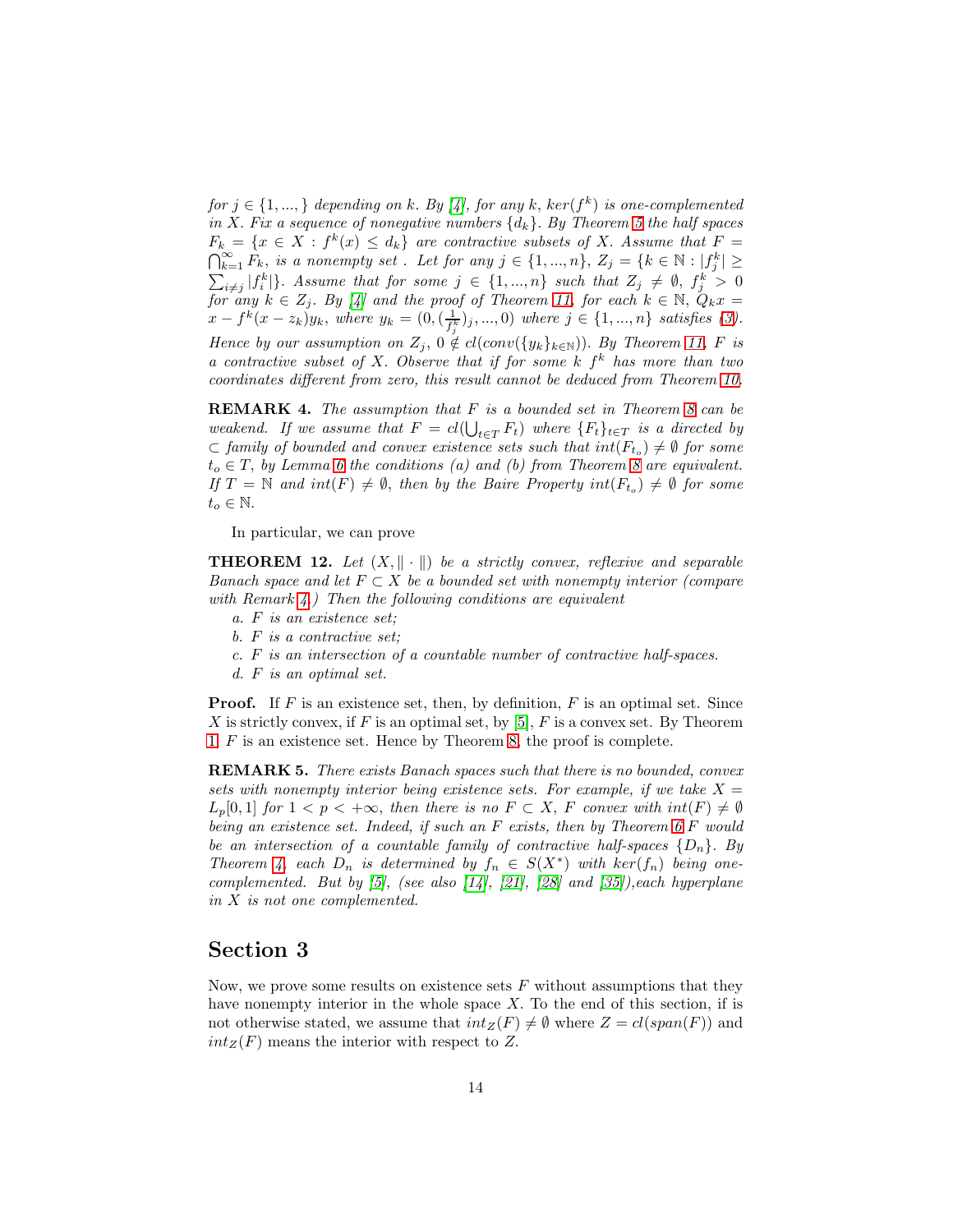*for $j \in \{1, ..., \}$ depending on $k$. By [4], for any $k$, $ker(f^k)$ is one-complemented in $X$. Fix a sequence of nonegative numbers $\{d_k\}$. By Theorem 5 the half spaces $F_k = \{x \in X : f^k(x) \leq d_k\}$ are contractive subsets of $X$. Assume that $F = \bigcap_{k=1}^{\infty} F_k$, is a nonempty set . Let for any $j \in \{1, ..., n\}$, $Z_j = \{k \in \mathbb{N} : |f_j^k| \geq \sum_{i \neq j} |f_i^k|\}$. Assume that for some $j \in \{1, ..., n\}$ such that $Z_j \neq \emptyset$, $f_j^k > 0$ for any $k \in Z_j$. By [4] and the proof of Theorem 11, for each $k \in \mathbb{N}$, $Q_k x = x - f^k(x - z_k) y_k$, where $y_k = (0, (\frac{1}{f_j^k})_j, ..., 0)$ where $j \in \{1, ..., n\}$ satisfies (3). Hence by our assumption on $Z_j$, $0 \notin cl(conv(\{y_k\}_{k \in \mathbb{N}}))$. By Theorem 11, $F$ is a contractive subset of $X$. Observe that if for some $k$ $f^k$ has more than two coordinates different from zero, this result cannot be deduced from Theorem 10.*

**REMARK 4.** *The assumption that $F$ is a bounded set in Theorem 8 can be weakend. If we assume that $F = cl(\bigcup_{t \in T} F_t)$ where $\{F_t\}_{t \in T}$ is a directed by $\subset$ family of bounded and convex existence sets such that $int(F_{t_o}) \neq \emptyset$ for some $t_o \in T$, by Lemma 6 the conditions (a) and (b) from Theorem 8 are equivalent. If $T = \mathbb{N}$ and $int(F) \neq \emptyset$, then by the Baire Property $int(F_{t_o}) \neq \emptyset$ for some $t_o \in \mathbb{N}$.*

In particular, we can prove

**THEOREM 12.** *Let $(X, \|\cdot\|)$ be a strictly convex, reflexive and separable Banach space and let $F \subset X$ be a bounded set with nonempty interior (compare with Remark 4.) Then the following conditions are equivalent*

- *a. $F$ is an existence set;*
- *b. $F$ is a contractive set;*
- *c. $F$ is an intersection of a countable number of contractive half-spaces.*
- *d. $F$ is an optimal set.*

**Proof.** If $F$ is an existence set, then, by definition, $F$ is an optimal set. Since $X$ is strictly convex, if $F$ is an optimal set, by [5], $F$ is a convex set. By Theorem 1, $F$ is an existence set. Hence by Theorem 8, the proof is complete.

**REMARK 5.** *There exists Banach spaces such that there is no bounded, convex sets with nonempty interior being existence sets. For example, if we take $X = L_p[0, 1]$ for $1 < p < +\infty$, then there is no $F \subset X$, $F$ convex with $int(F) \neq \emptyset$ being an existence set. Indeed, if such an $F$ exists, then by Theorem 6 $F$ would be an intersection of a countable family of contractive half-spaces $\{D_n\}$. By Theorem 4, each $D_n$ is determined by $f_n \in S(X^*)$ with $ker(f_n)$ being one-complemented. But by [5], (see also [14], [21], [28] and [35]),each hyperplane in $X$ is not one complemented.*

# Section 3

Now, we prove some results on existence sets $F$ without assumptions that they have nonempty interior in the whole space $X$. To the end of this section, if is not otherwise stated, we assume that $int_Z(F) \neq \emptyset$ where $Z = cl(span(F))$ and $int_Z(F)$ means the interior with respect to $Z$.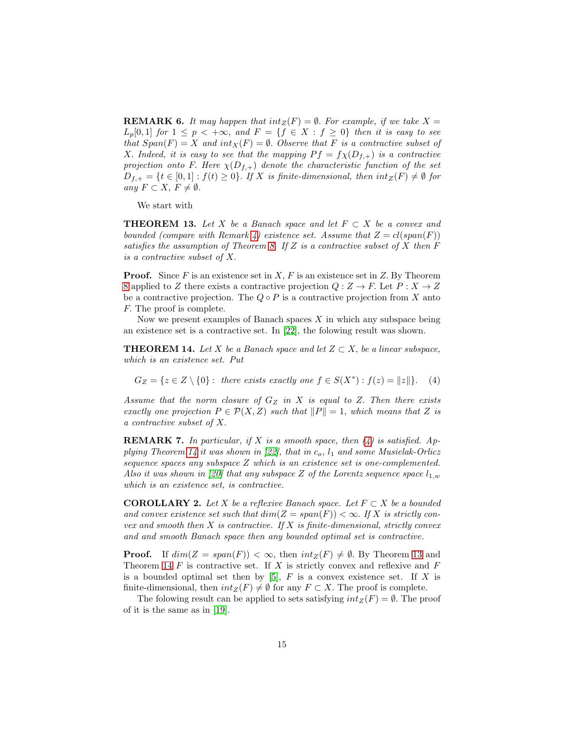**REMARK 6.** *It may happen that $int_Z(F) = \emptyset$. For example, if we take $X = L_p[0,1]$ for $1 \leq p < +\infty$, and $F = \{f \in X : f \geq 0\}$ then it is easy to see that $Span(F) = X$ and $int_X(F) = \emptyset$. Observe that $F$ is a contractive subset of $X$. Indeed, it is easy to see that the mapping $Pf = f\chi(D_{f,+})$ is a contractive projection onto $F$. Here $\chi(D_{f,+})$ denote the characteristic function of the set $D_{f,+} = \{t \in [0,1] : f(t) \geq 0\}$. If $X$ is finite-dimensional, then $int_Z(F) \neq \emptyset$ for any $F \subset X$, $F \neq \emptyset$.*

We start with

**THEOREM 13.** *Let $X$ be a Banach space and let $F \subset X$ be a convex and bounded (compare with Remark 4) existence set. Assume that $Z = cl(span(F))$ satisfies the assumption of Theorem 8. If $Z$ is a contractive subset of $X$ then $F$ is a contractive subset of $X$.*

**Proof.** Since $F$ is an existence set in $X$, $F$ is an existence set in $Z$. By Theorem 8 applied to $Z$ there exists a contractive projection $Q : Z \to F$. Let $P : X \to Z$ be a contractive projection. The $Q \circ P$ is a contractive projection from $X$ anto $F$. The proof is complete.

Now we present examples of Banach spaces $X$ in which any subspace being an existence set is a contractive set. In [22], the folowing result was shown.

**THEOREM 14.** *Let $X$ be a Banach space and let $Z \subset X$, be a linear subspace, which is an existence set. Put*

$$G_Z = \{z \in Z \setminus \{0\} : \text{ there exists exactly one } f \in S(X^*) : f(z) = \|z\|\}. \quad (4)$$

*Assume that the norm closure of $G_Z$ in $X$ is equal to $Z$. Then there exists exactly one projection $P \in \mathcal{P}(X, Z)$ such that $\|P\| = 1$, which means that $Z$ is a contractive subset of $X$.*

**REMARK 7.** *In particular, if $X$ is a smooth space, then (4) is satisfied. Applying Theorem 14 it was shown in [22], that in $c_o$, $l_1$ and some Musielak-Orlicz sequence spaces any subspace $Z$ which is an existence set is one-complemented. Also it was shown in [20] that any subspace $Z$ of the Lorentz sequence space $l_{1,w}$ which is an existence set, is contractive.*

**COROLLARY 2.** *Let $X$ be a reflexive Banach space. Let $F \subset X$ be a bounded and convex existence set such that $dim(Z = span(F)) < \infty$. If $X$ is strictly convex and smooth then $X$ is contractive. If $X$ is finite-dimensional, strictly convex and and smooth Banach space then any bounded optimal set is contractive.*

**Proof.** If $dim(Z = span(F)) < \infty$, then $int_Z(F) \neq \emptyset$. By Theorem 13 and Theorem 14 $F$ is contractive set. If $X$ is strictly convex and reflexive and $F$ is a bounded optimal set then by [5], $F$ is a convex existence set. If $X$ is finite-dimensional, then $int_Z(F) \neq \emptyset$ for any $F \subset X$. The proof is complete.

The folowing result can be applied to sets satisfying $int_Z(F) = \emptyset$. The proof of it is the same as in [19].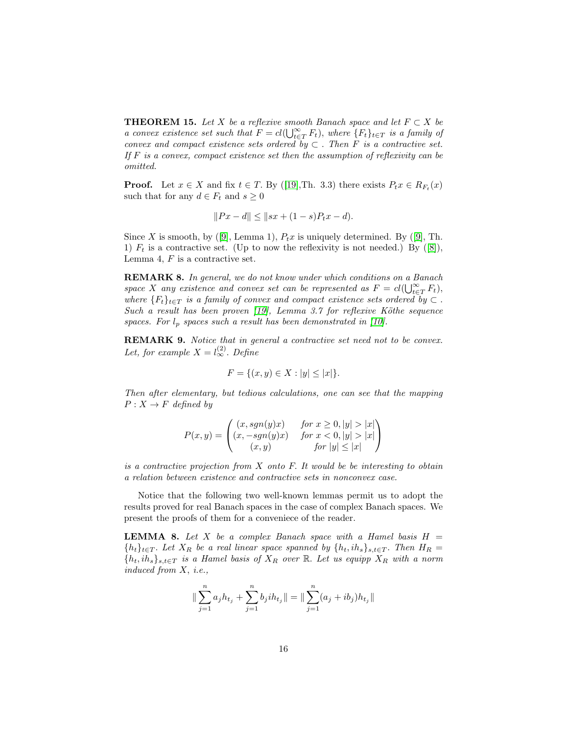**THEOREM 15.** *Let $X$ be a reflexive smooth Banach space and let $F \subset X$ be a convex existence set such that $F = cl(\bigcup_{t \in T}^{\infty} F_t)$, where $\{F_t\}_{t \in T}$ is a family of convex and compact existence sets ordered by $\subset$. Then $F$ is a contractive set. If $F$ is a convex, compact existence set then the assumption of reflexivity can be omitted.*

**Proof.** Let $x \in X$ and fix $t \in T$. By ([19],Th. 3.3) there exists $P_t x \in R_{F_t}(x)$ such that for any $d \in F_t$ and $s \geq 0$

$$\|Px - d\| \leq \|sx + (1-s)P_t x - d).$$

Since $X$ is smooth, by ([9], Lemma 1), $P_t x$ is uniquely determined. By ([9], Th. 1) $F_t$ is a contractive set. (Up to now the reflexivity is not needed.) By ([8]), Lemma 4, $F$ is a contractive set.

**REMARK 8.** *In general, we do not know under which conditions on a Banach space $X$ any existence and convex set can be represented as $F = cl(\bigcup_{t \in T}^{\infty} F_t)$, where $\{F_t\}_{t \in T}$ is a family of convex and compact existence sets ordered by $\subset$. Such a result has been proven [19], Lemma 3.7 for reflexive Köthe sequence spaces. For $l_p$ spaces such a result has been demonstrated in [10].*

**REMARK 9.** *Notice that in general a contractive set need not to be convex. Let, for example $X = l_{\infty}^{(2)}$. Define*

$$F = \{(x, y) \in X : |y| \leq |x|\}.$$

*Then after elementary, but tedious calculations, one can see that the mapping $P : X \to F$ defined by*

$$P(x, y) = \begin{pmatrix} (x, sgn(y)x) & \text{for } x \geq 0, |y| > |x| \\ (x, -sgn(y)x) & \text{for } x < 0, |y| > |x| \\ (x, y) & \text{for } |y| \leq |x| \end{pmatrix}$$

*is a contractive projection from $X$ onto $F$. It would be be interesting to obtain a relation between existence and contractive sets in nonconvex case.*

Notice that the following two well-known lemmas permit us to adopt the results proved for real Banach spaces in the case of complex Banach spaces. We present the proofs of them for a conveniece of the reader.

**LEMMA 8.** *Let $X$ be a complex Banach space with a Hamel basis $H = \{h_t\}_{t \in T}$. Let $X_R$ be a real linear space spanned by $\{h_t, ih_s\}_{s,t \in T}$. Then $H_R = \{h_t, ih_s\}_{s,t \in T}$ is a Hamel basis of $X_R$ over $\mathbb{R}$. Let us equipp $X_R$ with a norm induced from $X$, i.e.,*

$$\|\sum_{j=1}^{n} a_j h_{t_j} + \sum_{j=1}^{n} b_j i h_{t_j}\| = \|\sum_{j=1}^{n} (a_j + ib_j) h_{t_j}\|$$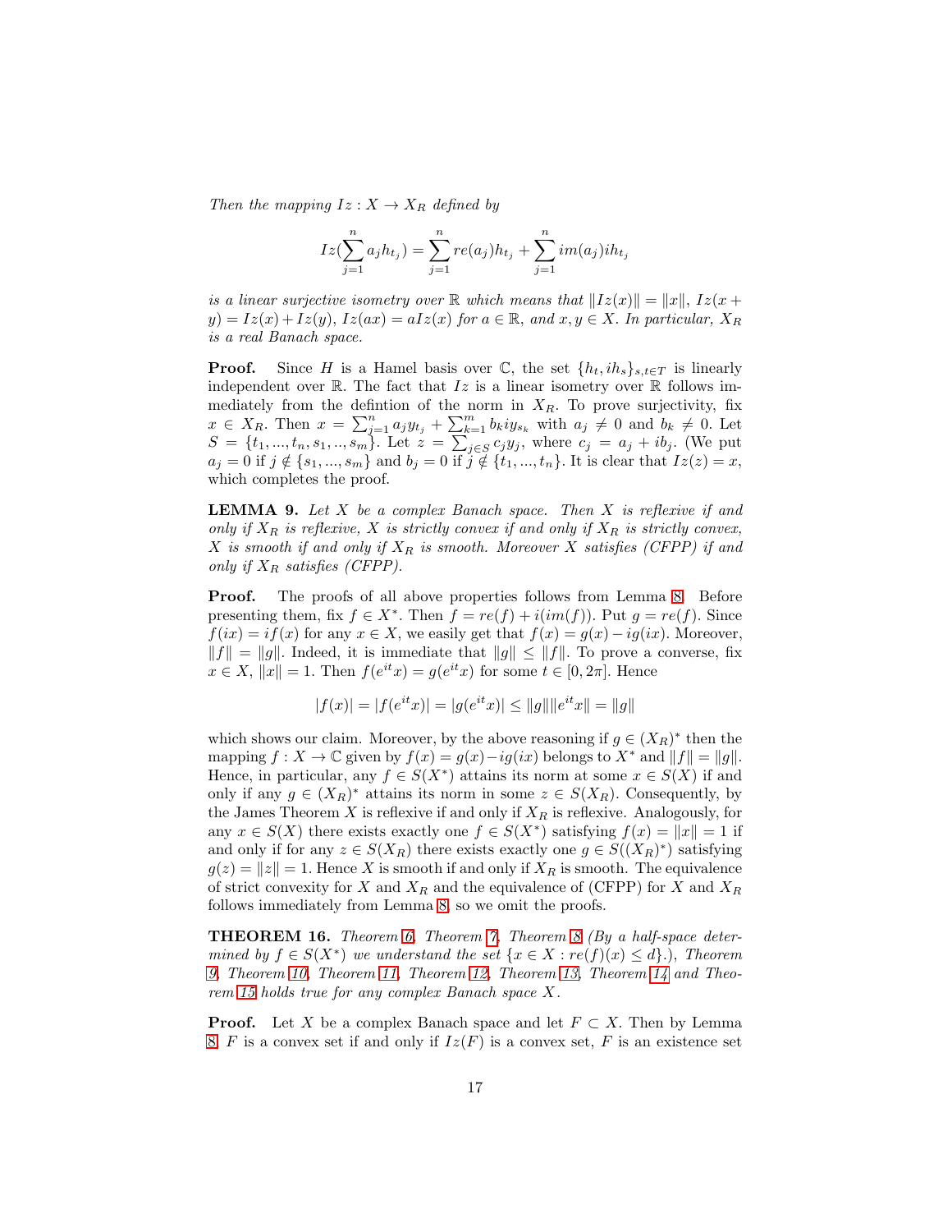*Then the mapping $Iz : X \to X_R$ defined by*

$$Iz(\sum_{j=1}^{n} a_j h_{t_j}) = \sum_{j=1}^{n} re(a_j) h_{t_j} + \sum_{j=1}^{n} im(a_j) i h_{t_j}$$

*is a linear surjective isometry over $\mathbb{R}$ which means that $\|Iz(x)\| = \|x\|$, $Iz(x+y) = Iz(x) + Iz(y)$, $Iz(ax) = aIz(x)$ for $a \in \mathbb{R}$, and $x, y \in X$. In particular, $X_R$ is a real Banach space.*

**Proof.** Since $H$ is a Hamel basis over $\mathbb{C}$, the set $\{h_t, ih_s\}_{s,t\in T}$ is linearly independent over $\mathbb{R}$. The fact that $Iz$ is a linear isometry over $\mathbb{R}$ follows immediately from the defintion of the norm in $X_R$. To prove surjectivity, fix $x \in X_R$. Then $x = \sum_{j=1}^{n} a_j y_{t_j} + \sum_{k=1}^{m} b_k i y_{s_k}$ with $a_j \neq 0$ and $b_k \neq 0$. Let $S = \{t_1, ..., t_n, s_1, .., s_m\}$. Let $z = \sum_{j\in S} c_j y_j$, where $c_j = a_j + ib_j$. (We put $a_j = 0$ if $j \notin \{s_1, ..., s_m\}$ and $b_j = 0$ if $j \notin \{t_1, ..., t_n\}$. It is clear that $Iz(z) = x$, which completes the proof.

**LEMMA 9.** *Let $X$ be a complex Banach space. Then $X$ is reflexive if and only if $X_R$ is reflexive, $X$ is strictly convex if and only if $X_R$ is strictly convex, $X$ is smooth if and only if $X_R$ is smooth. Moreover $X$ satisfies (CFPP) if and only if $X_R$ satisfies (CFPP).*

**Proof.** The proofs of all above properties follows from Lemma 8. Before presenting them, fix $f \in X^*$. Then $f = re(f) + i(im(f))$. Put $g = re(f)$. Since $f(ix) = if(x)$ for any $x \in X$, we easily get that $f(x) = g(x) - ig(ix)$. Moreover, $\|f\| = \|g\|$. Indeed, it is immediate that $\|g\| \leq \|f\|$. To prove a converse, fix $x \in X$, $\|x\| = 1$. Then $f(e^{it}x) = g(e^{it}x)$ for some $t \in [0, 2\pi]$. Hence

$$|f(x)| = |f(e^{it}x)| = |g(e^{it}x)| \leq \|g\| \|e^{it}x\| = \|g\|$$

which shows our claim. Moreover, by the above reasoning if $g \in (X_R)^*$ then the mapping $f : X \to \mathbb{C}$ given by $f(x) = g(x) - ig(ix)$ belongs to $X^*$ and $\|f\| = \|g\|$. Hence, in particular, any $f \in S(X^*)$ attains its norm at some $x \in S(X)$ if and only if any $g \in (X_R)^*$ attains its norm in some $z \in S(X_R)$. Consequently, by the James Theorem $X$ is reflexive if and only if $X_R$ is reflexive. Analogously, for any $x \in S(X)$ there exists exactly one $f \in S(X^*)$ satisfying $f(x) = \|x\| = 1$ if and only if for any $z \in S(X_R)$ there exists exactly one $g \in S((X_R)^*)$ satisfying $g(z) = \|z\| = 1$. Hence $X$ is smooth if and only if $X_R$ is smooth. The equivalence of strict convexity for $X$ and $X_R$ and the equivalence of (CFPP) for $X$ and $X_R$ follows immediately from Lemma 8, so we omit the proofs.

**THEOREM 16.** *Theorem 6, Theorem 7, Theorem 8 (By a half-space determined by $f \in S(X^*)$ we understand the set $\{x \in X : re(f)(x) \leq d\}$.), Theorem 9, Theorem 10, Theorem 11, Theorem 12, Theorem 13, Theorem 14 and Theorem 15 holds true for any complex Banach space $X$.*

**Proof.** Let $X$ be a complex Banach space and let $F \subset X$. Then by Lemma 8, $F$ is a convex set if and only if $Iz(F)$ is a convex set, $F$ is an existence set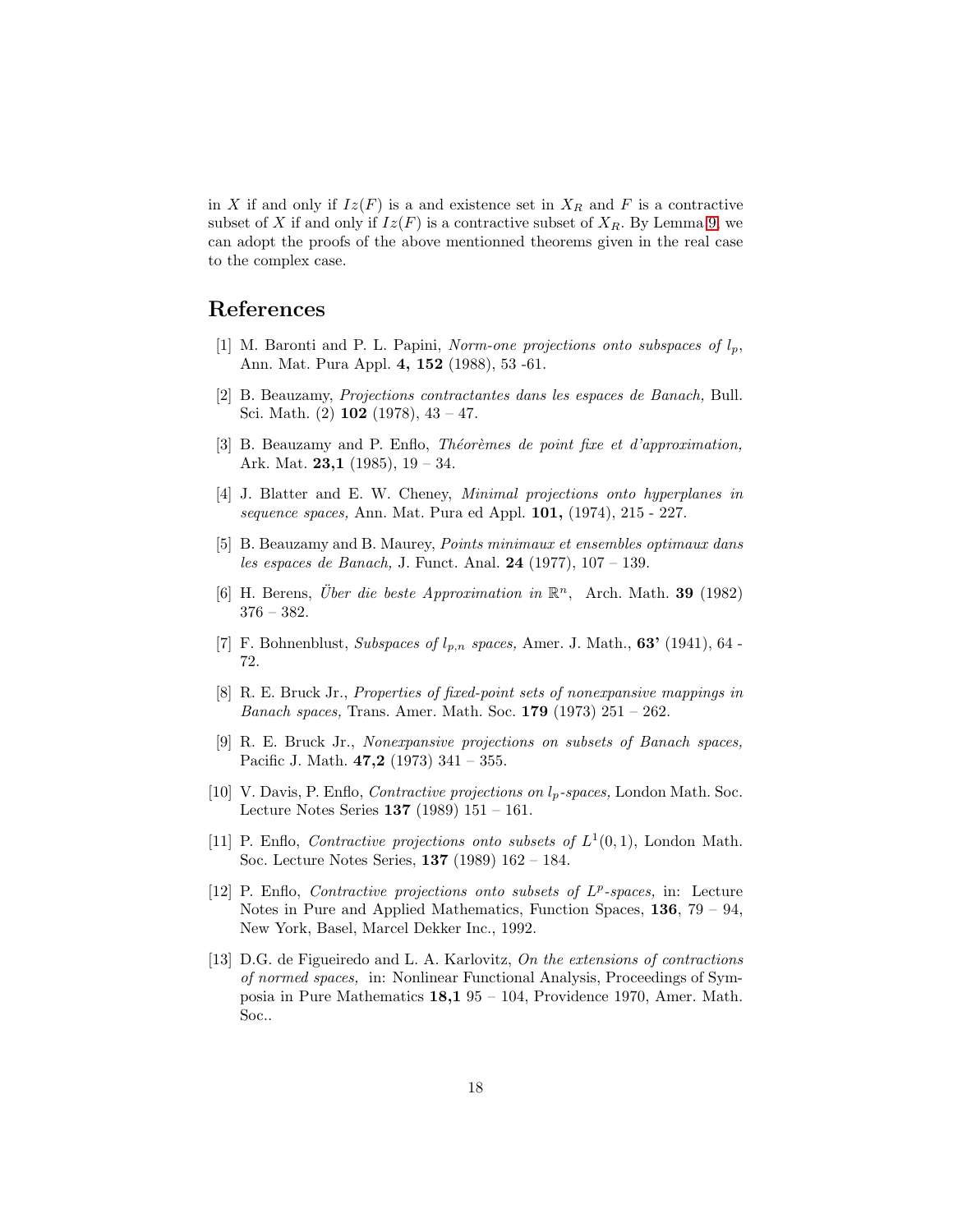in $X$ if and only if $Iz(F)$ is a and existence set in $X_R$ and $F$ is a contractive subset of $X$ if and only if $Iz(F)$ is a contractive subset of $X_R$. By Lemma 9, we can adopt the proofs of the above mentionned theorems given in the real case to the complex case.

## References

[1] M. Baronti and P. L. Papini, *Norm-one projections onto subspaces of $l_p$*, Ann. Mat. Pura Appl. **4, 152** (1988), 53 -61.

[2] B. Beauzamy, *Projections contractantes dans les espaces de Banach,* Bull. Sci. Math. (2) **102** (1978), 43 – 47.

[3] B. Beauzamy and P. Enflo, *Théorèmes de point fixe et d'approximation,* Ark. Mat. **23,1** (1985), 19 – 34.

[4] J. Blatter and E. W. Cheney, *Minimal projections onto hyperplanes in sequence spaces,* Ann. Mat. Pura ed Appl. **101,** (1974), 215 - 227.

[5] B. Beauzamy and B. Maurey, *Points minimaux et ensembles optimaux dans les espaces de Banach,* J. Funct. Anal. **24** (1977), 107 – 139.

[6] H. Berens, *Über die beste Approximation in $\mathbb{R}^n$,* Arch. Math. **39** (1982) 376 – 382.

[7] F. Bohnenblust, *Subspaces of $l_{p,n}$ spaces,* Amer. J. Math., **63'** (1941), 64 - 72.

[8] R. E. Bruck Jr., *Properties of fixed-point sets of nonexpansive mappings in Banach spaces,* Trans. Amer. Math. Soc. **179** (1973) 251 – 262.

[9] R. E. Bruck Jr., *Nonexpansive projections on subsets of Banach spaces,* Pacific J. Math. **47,2** (1973) 341 – 355.

[10] V. Davis, P. Enflo, *Contractive projections on $l_p$-spaces,* London Math. Soc. Lecture Notes Series **137** (1989) 151 – 161.

[11] P. Enflo, *Contractive projections onto subsets of $L^1(0,1)$,* London Math. Soc. Lecture Notes Series, **137** (1989) 162 – 184.

[12] P. Enflo, *Contractive projections onto subsets of $L^p$-spaces,* in: Lecture Notes in Pure and Applied Mathematics, Function Spaces, **136**, 79 – 94, New York, Basel, Marcel Dekker Inc., 1992.

[13] D.G. de Figueiredo and L. A. Karlovitz, *On the extensions of contractions of normed spaces,* in: Nonlinear Functional Analysis, Proceedings of Symposia in Pure Mathematics **18,1** 95 – 104, Providence 1970, Amer. Math. Soc..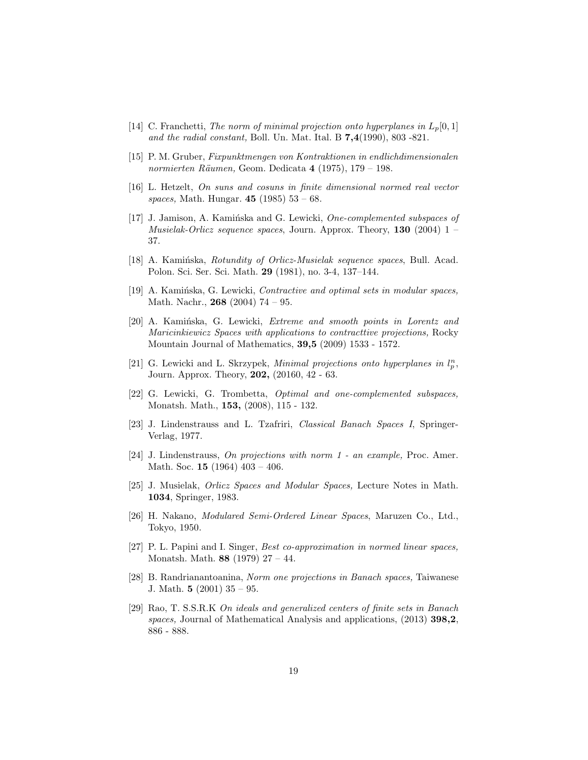[14] C. Franchetti, *The norm of minimal projection onto hyperplanes in $L_p[0,1]$ and the radial constant,* Boll. Un. Mat. Ital. B **7,4**(1990), 803 -821.

[15] P. M. Gruber, *Fixpunktmengen von Kontraktionen in endlichdimensionalen normierten Räumen,* Geom. Dedicata **4** (1975), 179 – 198.

[16] L. Hetzelt, *On suns and cosuns in finite dimensional normed real vector spaces,* Math. Hungar. **45** (1985) 53 – 68.

[17] J. Jamison, A. Kamińska and G. Lewicki, *One-complemented subspaces of Musielak-Orlicz sequence spaces*, Journ. Approx. Theory, **130** (2004) 1 – 37.

[18] A. Kamińska, *Rotundity of Orlicz-Musielak sequence spaces*, Bull. Acad. Polon. Sci. Ser. Sci. Math. **29** (1981), no. 3-4, 137–144.

[19] A. Kamińska, G. Lewicki, *Contractive and optimal sets in modular spaces,* Math. Nachr., **268** (2004) 74 – 95.

[20] A. Kamińska, G. Lewicki, *Extreme and smooth points in Lorentz and Maricinkiewicz Spaces with applications to contracttive projections,* Rocky Mountain Journal of Mathematics, **39,5** (2009) 1533 - 1572.

[21] G. Lewicki and L. Skrzypek, *Minimal projections onto hyperplanes in $l_p^n$*, Journ. Approx. Theory, **202,** (20160, 42 - 63.

[22] G. Lewicki, G. Trombetta, *Optimal and one-complemented subspaces,* Monatsh. Math., **153,** (2008), 115 - 132.

[23] J. Lindenstrauss and L. Tzafriri, *Classical Banach Spaces I*, Springer-Verlag, 1977.

[24] J. Lindenstrauss, *On projections with norm 1 - an example,* Proc. Amer. Math. Soc. **15** (1964) 403 – 406.

[25] J. Musielak, *Orlicz Spaces and Modular Spaces,* Lecture Notes in Math. **1034**, Springer, 1983.

[26] H. Nakano, *Modulared Semi-Ordered Linear Spaces*, Maruzen Co., Ltd., Tokyo, 1950.

[27] P. L. Papini and I. Singer, *Best co-approximation in normed linear spaces,* Monatsh. Math. **88** (1979) 27 – 44.

[28] B. Randrianantoanina, *Norm one projections in Banach spaces,* Taiwanese J. Math. **5** (2001) 35 – 95.

[29] Rao, T. S.S.R.K *On ideals and generalized centers of finite sets in Banach spaces,* Journal of Mathematical Analysis and applications, (2013) **398,2**, 886 - 888.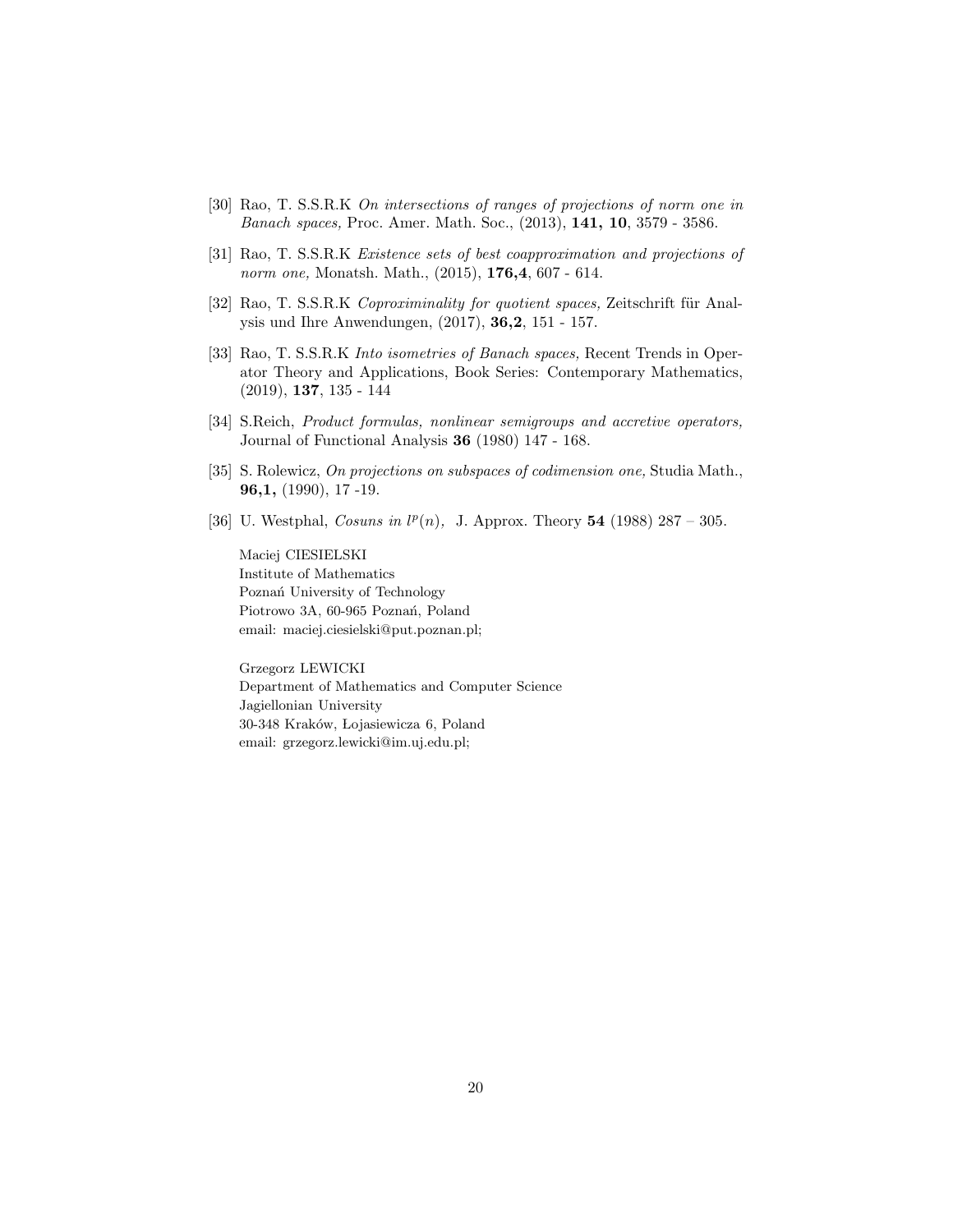[30] Rao, T. S.S.R.K *On intersections of ranges of projections of norm one in Banach spaces,* Proc. Amer. Math. Soc., (2013), **141, 10**, 3579 - 3586.

[31] Rao, T. S.S.R.K *Existence sets of best coapproximation and projections of norm one,* Monatsh. Math., (2015), **176,4**, 607 - 614.

[32] Rao, T. S.S.R.K *Coproximinality for quotient spaces,* Zeitschrift für Analysis und Ihre Anwendungen, (2017), **36,2**, 151 - 157.

[33] Rao, T. S.S.R.K *Into isometries of Banach spaces,* Recent Trends in Operator Theory and Applications, Book Series: Contemporary Mathematics, (2019), **137**, 135 - 144

[34] S.Reich, *Product formulas, nonlinear semigroups and accretive operators,* Journal of Functional Analysis **36** (1980) 147 - 168.

[35] S. Rolewicz, *On projections on subspaces of codimension one,* Studia Math., **96,1,** (1990), 17 -19.

[36] U. Westphal, *Cosuns in* $l^p(n)$*,* J. Approx. Theory **54** (1988) 287 – 305.

Maciej CIESIELSKI
Institute of Mathematics
Poznań University of Technology
Piotrowo 3A, 60-965 Poznań, Poland
email: maciej.ciesielski@put.poznan.pl;

Grzegorz LEWICKI
Department of Mathematics and Computer Science
Jagiellonian University
30-348 Kraków, Łojasiewicza 6, Poland
email: grzegorz.lewicki@im.uj.edu.pl;